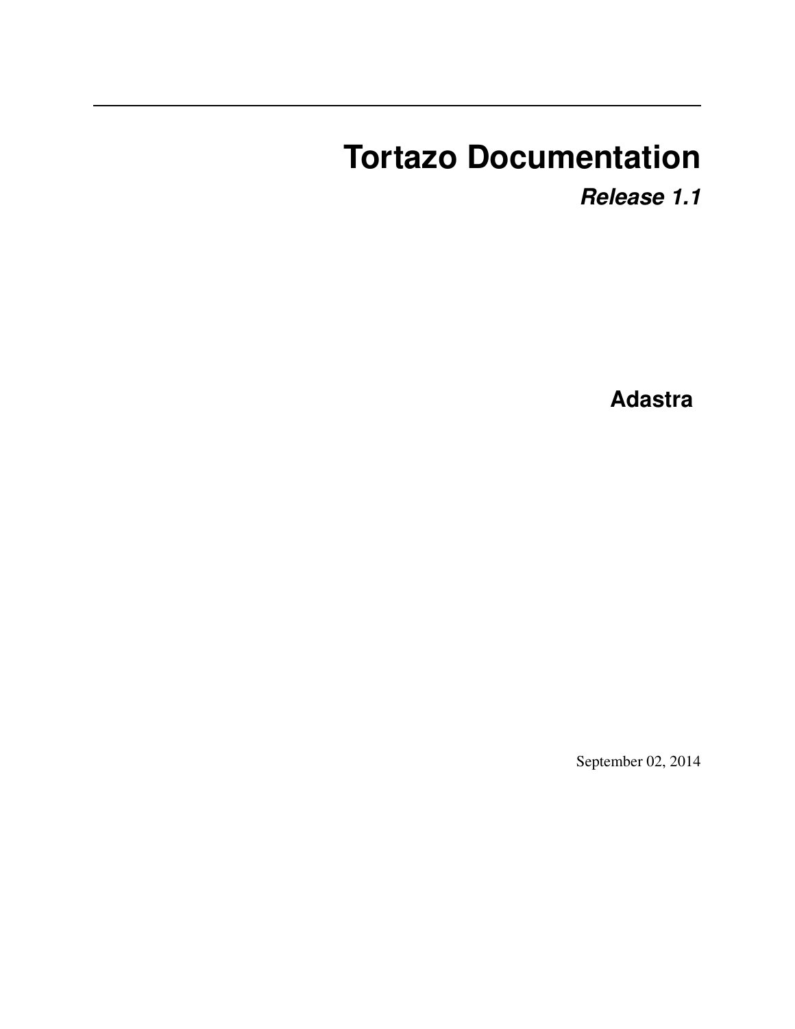# Tortazo Documentation

***Release 1.1***

**Adastra**

September 02, 2014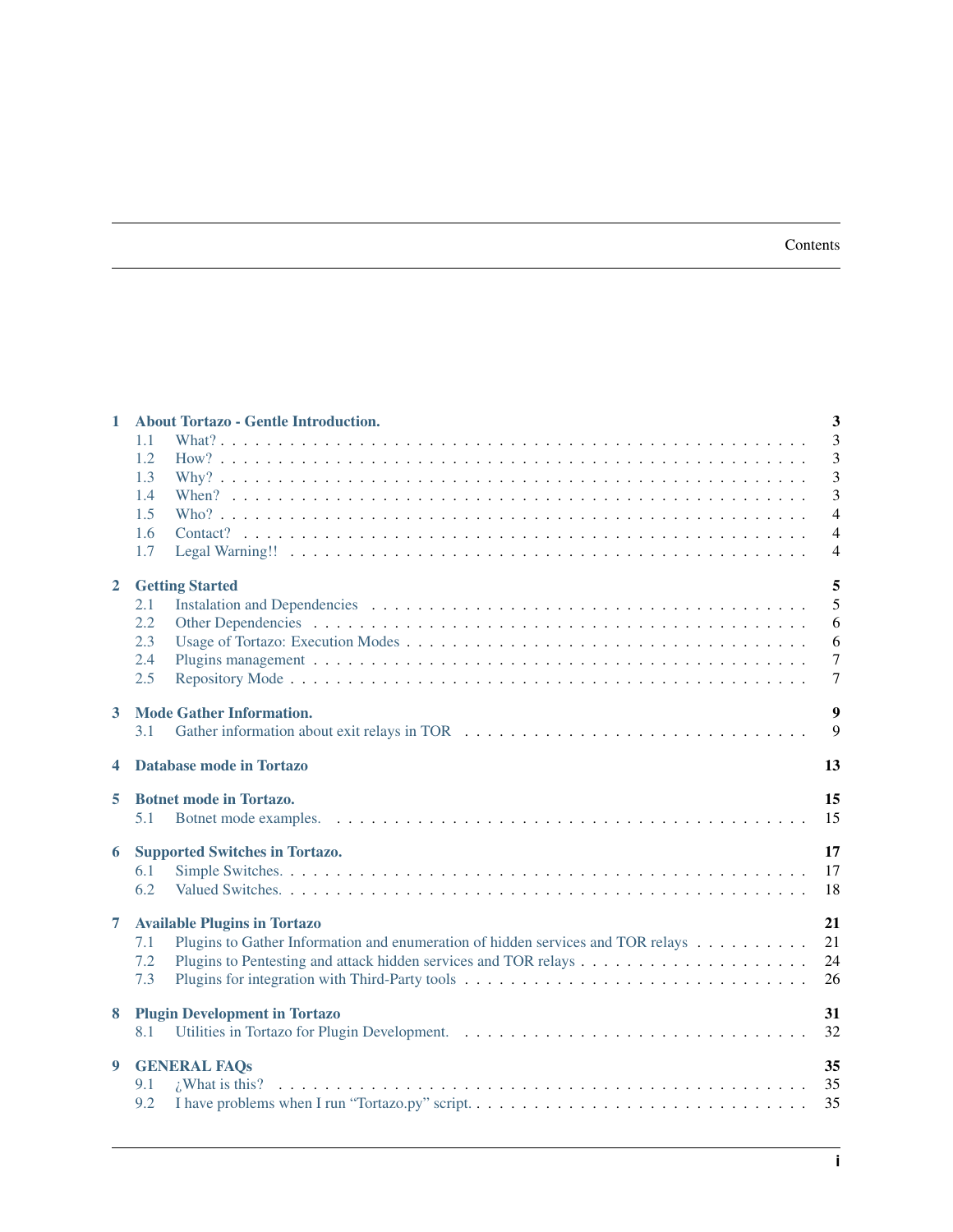# Contents

- **1 About Tortazo - Gentle Introduction.** — 3
  - 1.1 What? — 3
  - 1.2 How? — 3
  - 1.3 Why? — 3
  - 1.4 When? — 3
  - 1.5 Who? — 4
  - 1.6 Contact? — 4
  - 1.7 Legal Warning!! — 4
- **2 Getting Started** — 5
  - 2.1 Instalation and Dependencies — 5
  - 2.2 Other Dependencies — 6
  - 2.3 Usage of Tortazo: Execution Modes — 6
  - 2.4 Plugins management — 7
  - 2.5 Repository Mode — 7
- **3 Mode Gather Information.** — 9
  - 3.1 Gather information about exit relays in TOR — 9
- **4 Database mode in Tortazo** — 13
- **5 Botnet mode in Tortazo.** — 15
  - 5.1 Botnet mode examples. — 15
- **6 Supported Switches in Tortazo.** — 17
  - 6.1 Simple Switches. — 17
  - 6.2 Valued Switches. — 18
- **7 Available Plugins in Tortazo** — 21
  - 7.1 Plugins to Gather Information and enumeration of hidden services and TOR relays — 21
  - 7.2 Plugins to Pentesting and attack hidden services and TOR relays — 24
  - 7.3 Plugins for integration with Third-Party tools — 26
- **8 Plugin Development in Tortazo** — 31
  - 8.1 Utilities in Tortazo for Plugin Development. — 32
- **9 GENERAL FAQs** — 35
  - 9.1 ¿What is this? — 35
  - 9.2 I have problems when I run "Tortazo.py" script. — 35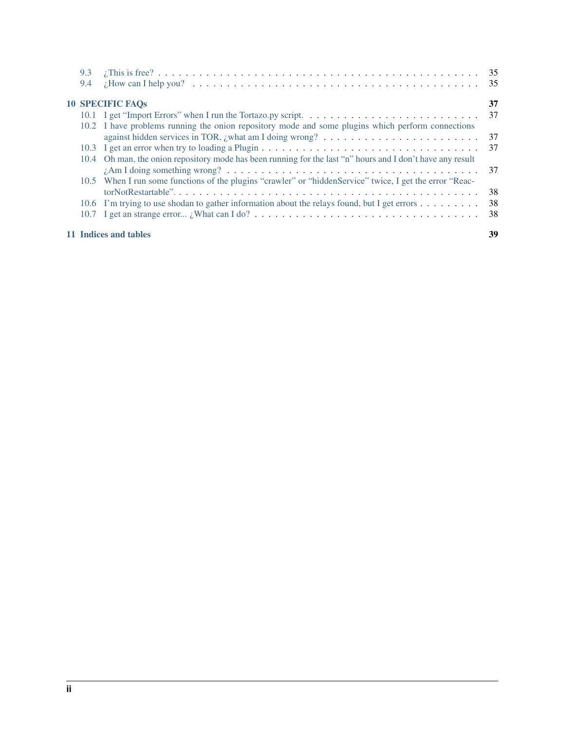- 9.3 ¿This is free? . . . 35
- 9.4 ¿How can I help you? . . . 35

**10 SPECIFIC FAQs** . . . **37**

- 10.1 I get "Import Errors" when I run the Tortazo.py script. . . . 37
- 10.2 I have problems running the onion repository mode and some plugins which perform connections against hidden services in TOR, ¿what am I doing wrong? . . . 37
- 10.3 I get an error when try to loading a Plugin . . . 37
- 10.4 Oh man, the onion repository mode has been running for the last "n" hours and I don't have any result ¿Am I doing something wrong? . . . 37
- 10.5 When I run some functions of the plugins "crawler" or "hiddenService" twice, I get the error "ReactorNotRestartable". . . . 38
- 10.6 I'm trying to use shodan to gather information about the relays found, but I get errors . . . 38
- 10.7 I get an strange error... ¿What can I do? . . . 38

**11 Indices and tables** . . . **39**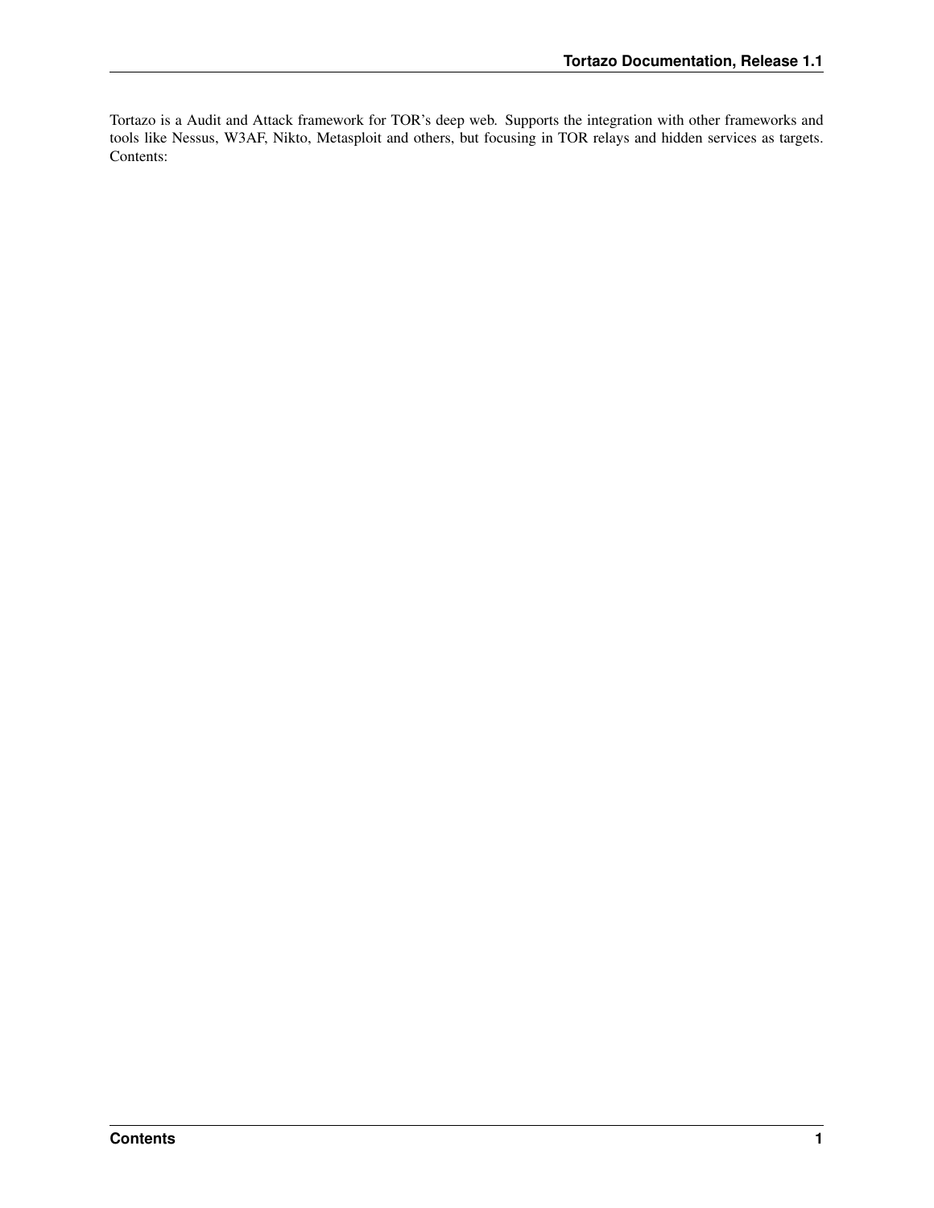Tortazo is a Audit and Attack framework for TOR's deep web. Supports the integration with other frameworks and tools like Nessus, W3AF, Nikto, Metasploit and others, but focusing in TOR relays and hidden services as targets. Contents: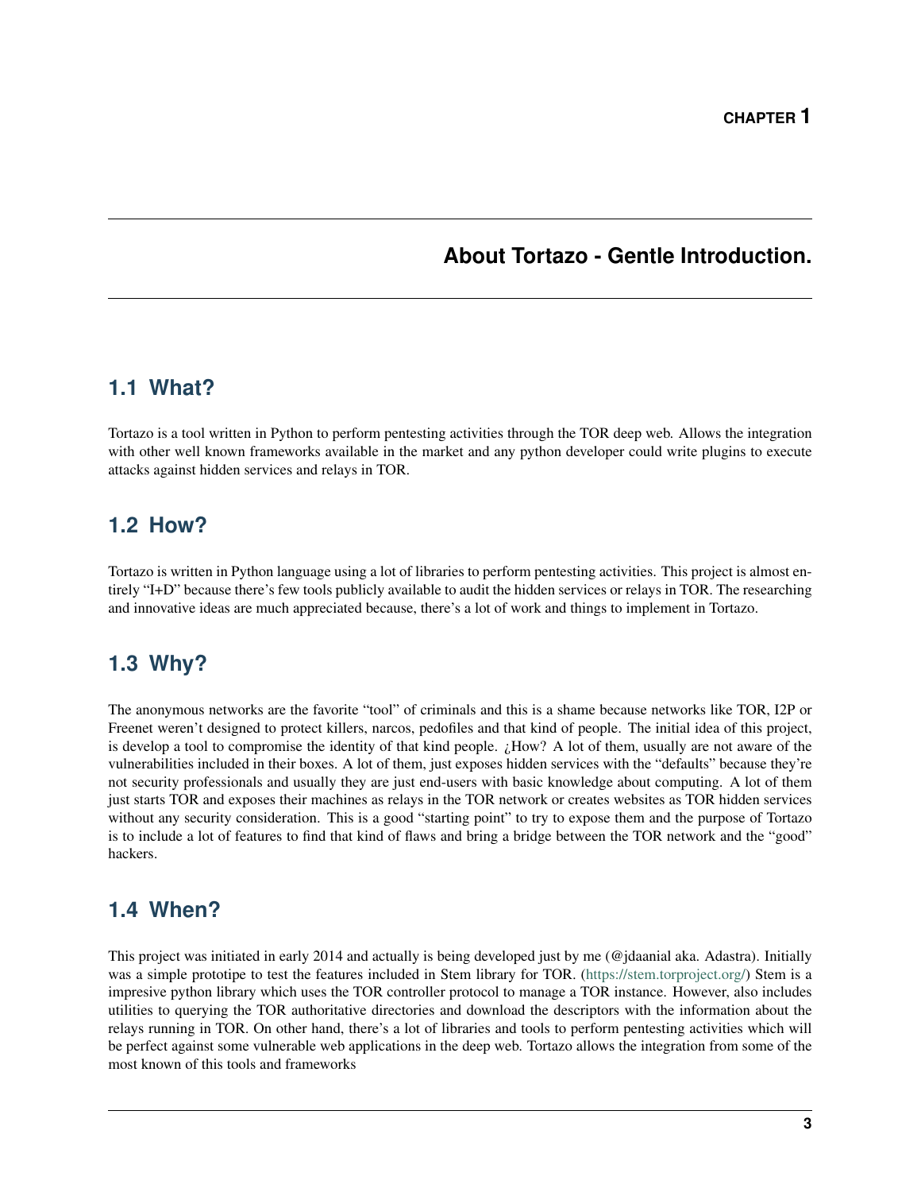# CHAPTER 1

# About Tortazo - Gentle Introduction.

## 1.1 What?

Tortazo is a tool written in Python to perform pentesting activities through the TOR deep web. Allows the integration with other well known frameworks available in the market and any python developer could write plugins to execute attacks against hidden services and relays in TOR.

## 1.2 How?

Tortazo is written in Python language using a lot of libraries to perform pentesting activities. This project is almost entirely "I+D" because there's few tools publicly available to audit the hidden services or relays in TOR. The researching and innovative ideas are much appreciated because, there's a lot of work and things to implement in Tortazo.

## 1.3 Why?

The anonymous networks are the favorite "tool" of criminals and this is a shame because networks like TOR, I2P or Freenet weren't designed to protect killers, narcos, pedofiles and that kind of people. The initial idea of this project, is develop a tool to compromise the identity of that kind people. ¿How? A lot of them, usually are not aware of the vulnerabilities included in their boxes. A lot of them, just exposes hidden services with the "defaults" because they're not security professionals and usually they are just end-users with basic knowledge about computing. A lot of them just starts TOR and exposes their machines as relays in the TOR network or creates websites as TOR hidden services without any security consideration. This is a good "starting point" to try to expose them and the purpose of Tortazo is to include a lot of features to find that kind of flaws and bring a bridge between the TOR network and the "good" hackers.

## 1.4 When?

This project was initiated in early 2014 and actually is being developed just by me (@jdaanial aka. Adastra). Initially was a simple prototipe to test the features included in Stem library for TOR. (https://stem.torproject.org/) Stem is a impresive python library which uses the TOR controller protocol to manage a TOR instance. However, also includes utilities to querying the TOR authoritative directories and download the descriptors with the information about the relays running in TOR. On other hand, there's a lot of libraries and tools to perform pentesting activities which will be perfect against some vulnerable web applications in the deep web. Tortazo allows the integration from some of the most known of this tools and frameworks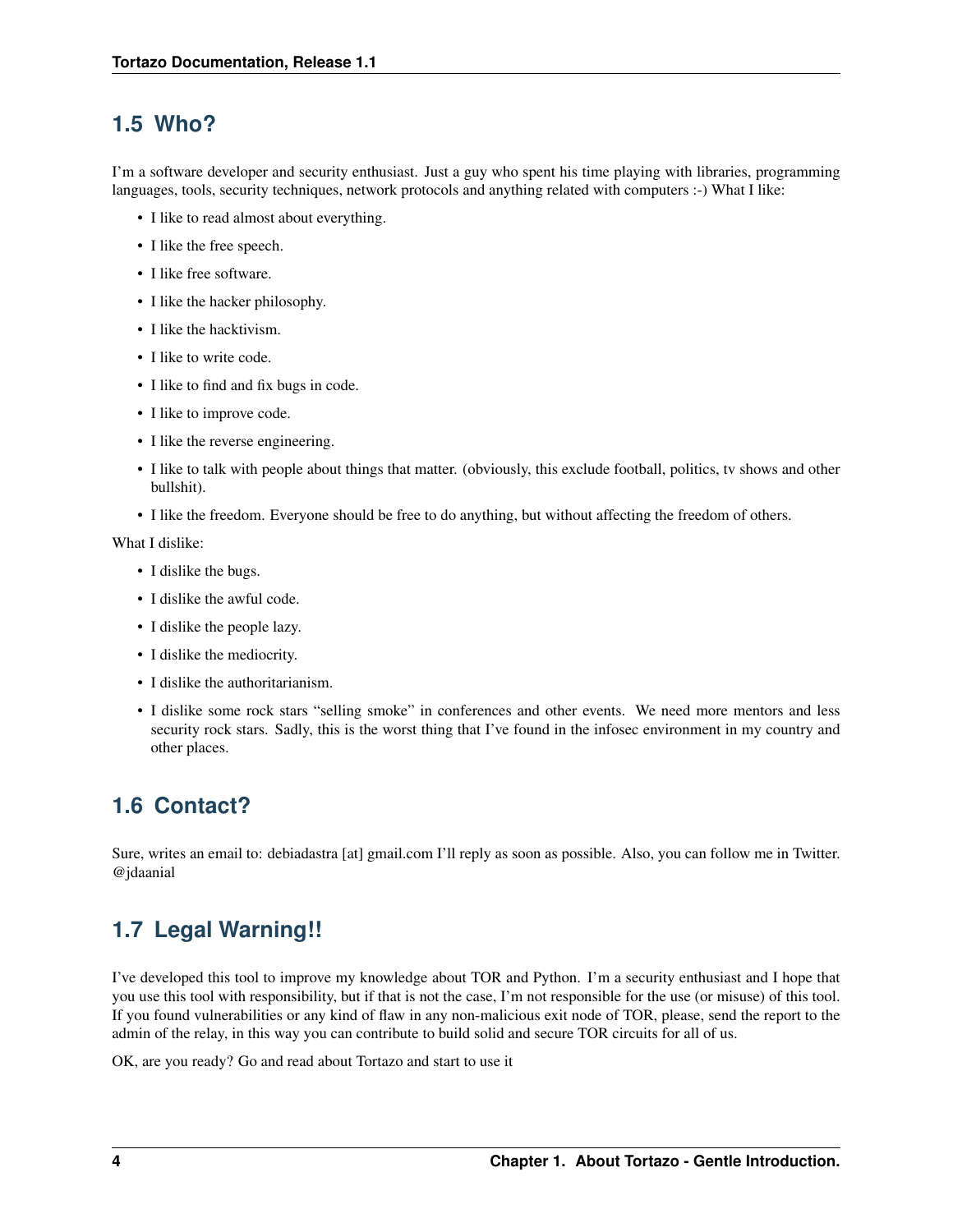## 1.5 Who?

I'm a software developer and security enthusiast. Just a guy who spent his time playing with libraries, programming languages, tools, security techniques, network protocols and anything related with computers :-) What I like:

- I like to read almost about everything.
- I like the free speech.
- I like free software.
- I like the hacker philosophy.
- I like the hacktivism.
- I like to write code.
- I like to find and fix bugs in code.
- I like to improve code.
- I like the reverse engineering.
- I like to talk with people about things that matter. (obviously, this exclude football, politics, tv shows and other bullshit).
- I like the freedom. Everyone should be free to do anything, but without affecting the freedom of others.

What I dislike:

- I dislike the bugs.
- I dislike the awful code.
- I dislike the people lazy.
- I dislike the mediocrity.
- I dislike the authoritarianism.
- I dislike some rock stars "selling smoke" in conferences and other events. We need more mentors and less security rock stars. Sadly, this is the worst thing that I've found in the infosec environment in my country and other places.

## 1.6 Contact?

Sure, writes an email to: debiadastra [at] gmail.com I'll reply as soon as possible. Also, you can follow me in Twitter. @jdaanial

## 1.7 Legal Warning!!

I've developed this tool to improve my knowledge about TOR and Python. I'm a security enthusiast and I hope that you use this tool with responsibility, but if that is not the case, I'm not responsible for the use (or misuse) of this tool. If you found vulnerabilities or any kind of flaw in any non-malicious exit node of TOR, please, send the report to the admin of the relay, in this way you can contribute to build solid and secure TOR circuits for all of us.

OK, are you ready? Go and read about Tortazo and start to use it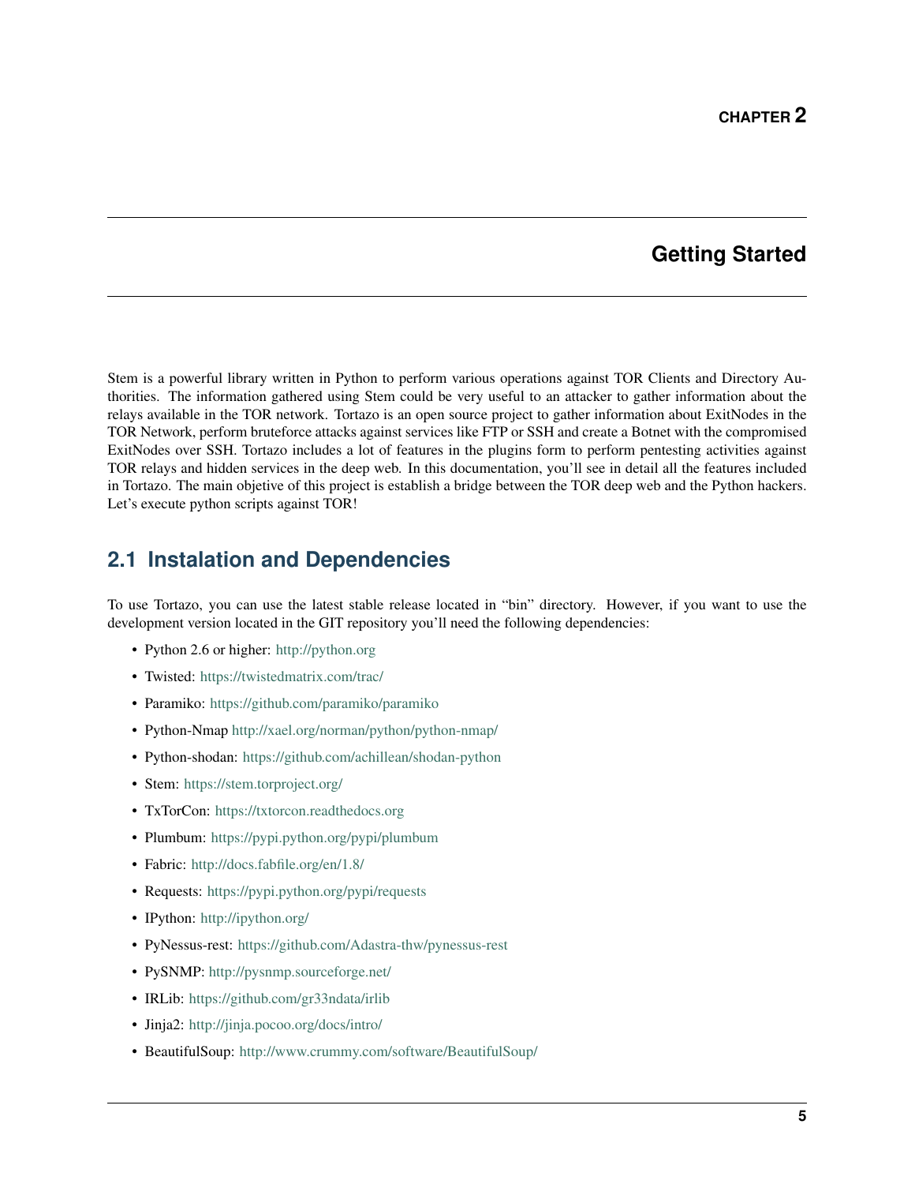# CHAPTER 2

# Getting Started

Stem is a powerful library written in Python to perform various operations against TOR Clients and Directory Authorities. The information gathered using Stem could be very useful to an attacker to gather information about the relays available in the TOR network. Tortazo is an open source project to gather information about ExitNodes in the TOR Network, perform bruteforce attacks against services like FTP or SSH and create a Botnet with the compromised ExitNodes over SSH. Tortazo includes a lot of features in the plugins form to perform pentesting activities against TOR relays and hidden services in the deep web. In this documentation, you'll see in detail all the features included in Tortazo. The main objetive of this project is establish a bridge between the TOR deep web and the Python hackers. Let's execute python scripts against TOR!

## 2.1 Instalation and Dependencies

To use Tortazo, you can use the latest stable release located in "bin" directory. However, if you want to use the development version located in the GIT repository you'll need the following dependencies:

- Python 2.6 or higher: http://python.org
- Twisted: https://twistedmatrix.com/trac/
- Paramiko: https://github.com/paramiko/paramiko
- Python-Nmap http://xael.org/norman/python/python-nmap/
- Python-shodan: https://github.com/achillean/shodan-python
- Stem: https://stem.torproject.org/
- TxTorCon: https://txtorcon.readthedocs.org
- Plumbum: https://pypi.python.org/pypi/plumbum
- Fabric: http://docs.fabfile.org/en/1.8/
- Requests: https://pypi.python.org/pypi/requests
- IPython: http://ipython.org/
- PyNessus-rest: https://github.com/Adastra-thw/pynessus-rest
- PySNMP: http://pysnmp.sourceforge.net/
- IRLib: https://github.com/gr33ndata/irlib
- Jinja2: http://jinja.pocoo.org/docs/intro/
- BeautifulSoup: http://www.crummy.com/software/BeautifulSoup/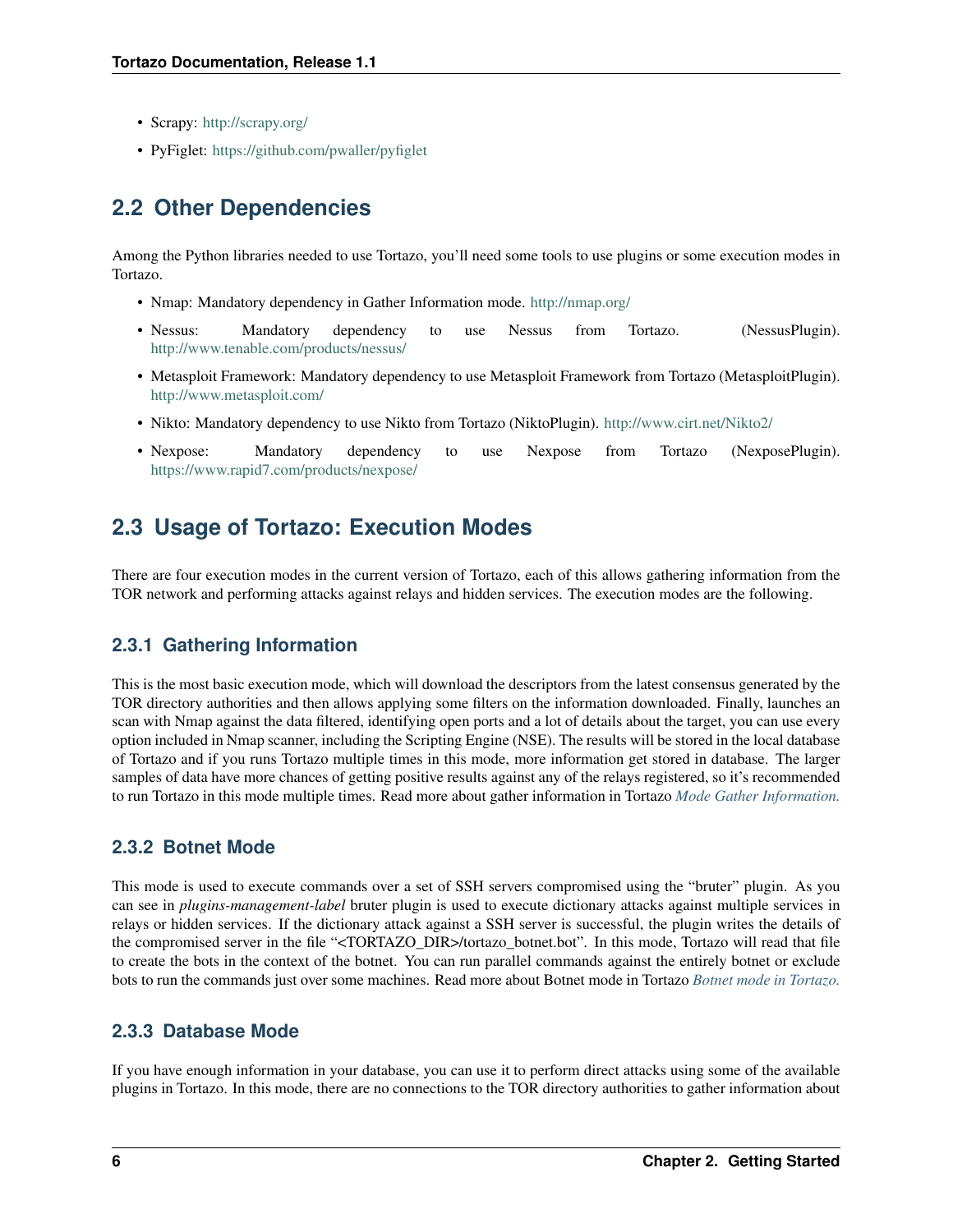- Scrapy: http://scrapy.org/
- PyFiglet: https://github.com/pwaller/pyfiglet

## 2.2 Other Dependencies

Among the Python libraries needed to use Tortazo, you'll need some tools to use plugins or some execution modes in Tortazo.

- Nmap: Mandatory dependency in Gather Information mode. http://nmap.org/
- Nessus: Mandatory dependency to use Nessus from Tortazo. (NessusPlugin). http://www.tenable.com/products/nessus/
- Metasploit Framework: Mandatory dependency to use Metasploit Framework from Tortazo (MetasploitPlugin). http://www.metasploit.com/
- Nikto: Mandatory dependency to use Nikto from Tortazo (NiktoPlugin). http://www.cirt.net/Nikto2/
- Nexpose: Mandatory dependency to use Nexpose from Tortazo (NexposePlugin). https://www.rapid7.com/products/nexpose/

## 2.3 Usage of Tortazo: Execution Modes

There are four execution modes in the current version of Tortazo, each of this allows gathering information from the TOR network and performing attacks against relays and hidden services. The execution modes are the following.

### 2.3.1 Gathering Information

This is the most basic execution mode, which will download the descriptors from the latest consensus generated by the TOR directory authorities and then allows applying some filters on the information downloaded. Finally, launches an scan with Nmap against the data filtered, identifying open ports and a lot of details about the target, you can use every option included in Nmap scanner, including the Scripting Engine (NSE). The results will be stored in the local database of Tortazo and if you runs Tortazo multiple times in this mode, more information get stored in database. The larger samples of data have more chances of getting positive results against any of the relays registered, so it's recommended to run Tortazo in this mode multiple times. Read more about gather information in Tortazo *Mode Gather Information.*

### 2.3.2 Botnet Mode

This mode is used to execute commands over a set of SSH servers compromised using the "bruter" plugin. As you can see in *plugins-management-label* bruter plugin is used to execute dictionary attacks against multiple services in relays or hidden services. If the dictionary attack against a SSH server is successful, the plugin writes the details of the compromised server in the file "<TORTAZO_DIR>/tortazo_botnet.bot". In this mode, Tortazo will read that file to create the bots in the context of the botnet. You can run parallel commands against the entirely botnet or exclude bots to run the commands just over some machines. Read more about Botnet mode in Tortazo *Botnet mode in Tortazo.*

### 2.3.3 Database Mode

If you have enough information in your database, you can use it to perform direct attacks using some of the available plugins in Tortazo. In this mode, there are no connections to the TOR directory authorities to gather information about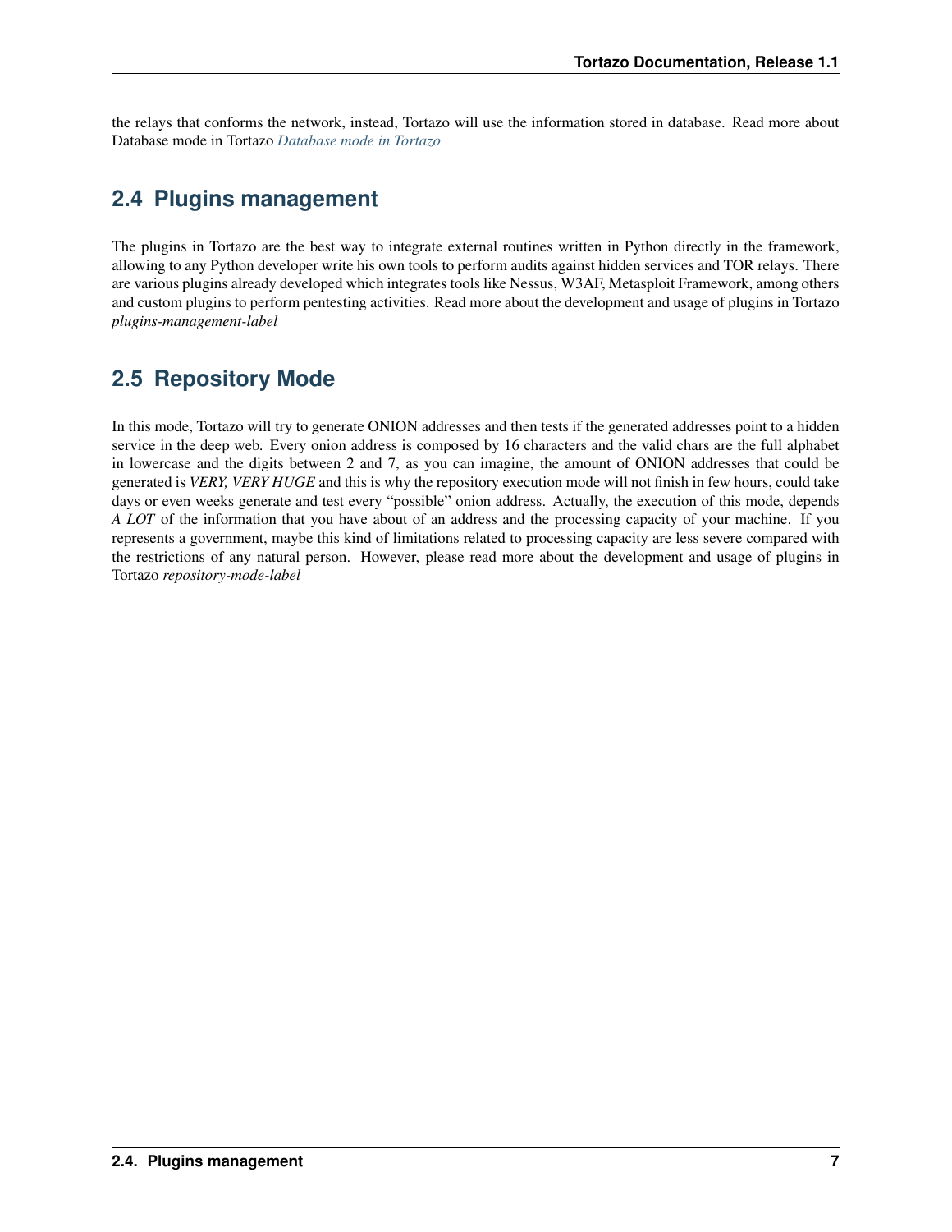the relays that conforms the network, instead, Tortazo will use the information stored in database. Read more about Database mode in Tortazo *Database mode in Tortazo*

## 2.4 Plugins management

The plugins in Tortazo are the best way to integrate external routines written in Python directly in the framework, allowing to any Python developer write his own tools to perform audits against hidden services and TOR relays. There are various plugins already developed which integrates tools like Nessus, W3AF, Metasploit Framework, among others and custom plugins to perform pentesting activities. Read more about the development and usage of plugins in Tortazo *plugins-management-label*

## 2.5 Repository Mode

In this mode, Tortazo will try to generate ONION addresses and then tests if the generated addresses point to a hidden service in the deep web. Every onion address is composed by 16 characters and the valid chars are the full alphabet in lowercase and the digits between 2 and 7, as you can imagine, the amount of ONION addresses that could be generated is *VERY, VERY HUGE* and this is why the repository execution mode will not finish in few hours, could take days or even weeks generate and test every "possible" onion address. Actually, the execution of this mode, depends *A LOT* of the information that you have about of an address and the processing capacity of your machine. If you represents a government, maybe this kind of limitations related to processing capacity are less severe compared with the restrictions of any natural person. However, please read more about the development and usage of plugins in Tortazo *repository-mode-label*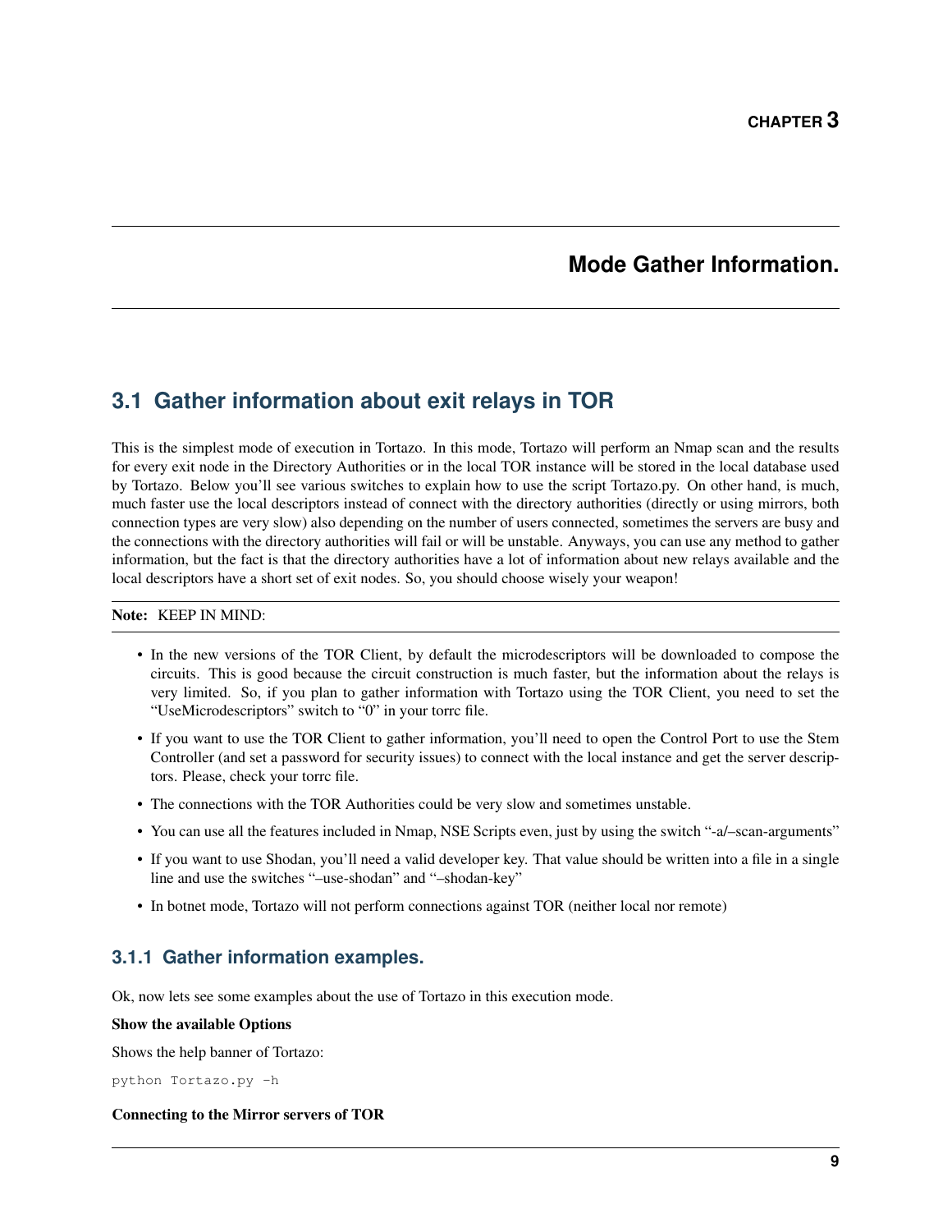# CHAPTER 3

# Mode Gather Information.

## 3.1 Gather information about exit relays in TOR

This is the simplest mode of execution in Tortazo. In this mode, Tortazo will perform an Nmap scan and the results for every exit node in the Directory Authorities or in the local TOR instance will be stored in the local database used by Tortazo. Below you'll see various switches to explain how to use the script Tortazo.py. On other hand, is much, much faster use the local descriptors instead of connect with the directory authorities (directly or using mirrors, both connection types are very slow) also depending on the number of users connected, sometimes the servers are busy and the connections with the directory authorities will fail or will be unstable. Anyways, you can use any method to gather information, but the fact is that the directory authorities have a lot of information about new relays available and the local descriptors have a short set of exit nodes. So, you should choose wisely your weapon!

**Note:** KEEP IN MIND:

- In the new versions of the TOR Client, by default the microdescriptors will be downloaded to compose the circuits. This is good because the circuit construction is much faster, but the information about the relays is very limited. So, if you plan to gather information with Tortazo using the TOR Client, you need to set the "UseMicrodescriptors" switch to "0" in your torrc file.
- If you want to use the TOR Client to gather information, you'll need to open the Control Port to use the Stem Controller (and set a password for security issues) to connect with the local instance and get the server descriptors. Please, check your torrc file.
- The connections with the TOR Authorities could be very slow and sometimes unstable.
- You can use all the features included in Nmap, NSE Scripts even, just by using the switch "-a/–scan-arguments"
- If you want to use Shodan, you'll need a valid developer key. That value should be written into a file in a single line and use the switches "–use-shodan" and "–shodan-key"
- In botnet mode, Tortazo will not perform connections against TOR (neither local nor remote)

### 3.1.1 Gather information examples.

Ok, now lets see some examples about the use of Tortazo in this execution mode.

**Show the available Options**

Shows the help banner of Tortazo:

```
python Tortazo.py -h
```

**Connecting to the Mirror servers of TOR**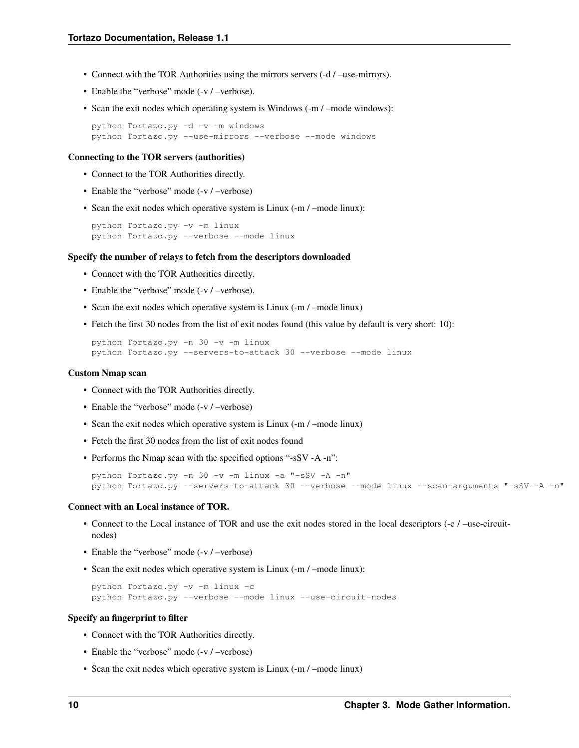- Connect with the TOR Authorities using the mirrors servers (-d / –use-mirrors).
- Enable the "verbose" mode (-v / –verbose).
- Scan the exit nodes which operating system is Windows (-m / –mode windows):

```
python Tortazo.py -d -v -m windows
python Tortazo.py --use-mirrors --verbose --mode windows
```

**Connecting to the TOR servers (authorities)**

- Connect to the TOR Authorities directly.
- Enable the "verbose" mode (-v / –verbose)
- Scan the exit nodes which operative system is Linux (-m / –mode linux):

```
python Tortazo.py -v -m linux
python Tortazo.py --verbose --mode linux
```

**Specify the number of relays to fetch from the descriptors downloaded**

- Connect with the TOR Authorities directly.
- Enable the "verbose" mode (-v / –verbose).
- Scan the exit nodes which operative system is Linux (-m / –mode linux)
- Fetch the first 30 nodes from the list of exit nodes found (this value by default is very short: 10):

```
python Tortazo.py -n 30 -v -m linux
python Tortazo.py --servers-to-attack 30 --verbose --mode linux
```

**Custom Nmap scan**

- Connect with the TOR Authorities directly.
- Enable the "verbose" mode (-v / –verbose)
- Scan the exit nodes which operative system is Linux (-m / –mode linux)
- Fetch the first 30 nodes from the list of exit nodes found
- Performs the Nmap scan with the specified options "-sSV -A -n":

```
python Tortazo.py -n 30 -v -m linux -a "-sSV -A -n"
python Tortazo.py --servers-to-attack 30 --verbose --mode linux --scan-arguments "-sSV -A -n"
```

**Connect with an Local instance of TOR.**

- Connect to the Local instance of TOR and use the exit nodes stored in the local descriptors (-c / –use-circuit-nodes)
- Enable the "verbose" mode (-v / –verbose)
- Scan the exit nodes which operative system is Linux (-m / –mode linux):

```
python Tortazo.py -v -m linux -c
python Tortazo.py --verbose --mode linux --use-circuit-nodes
```

**Specify an fingerprint to filter**

- Connect with the TOR Authorities directly.
- Enable the "verbose" mode (-v / –verbose)
- Scan the exit nodes which operative system is Linux (-m / –mode linux)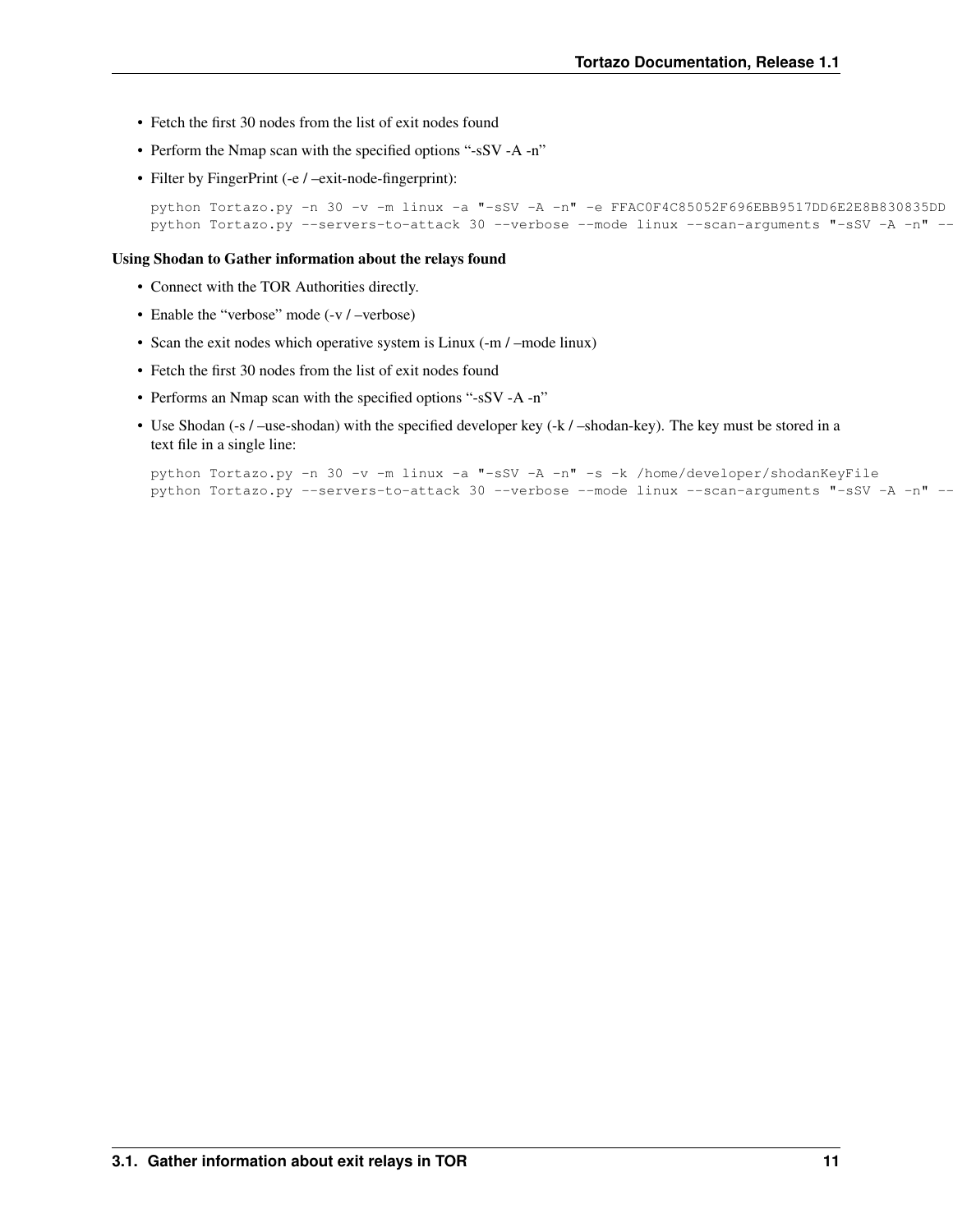- Fetch the first 30 nodes from the list of exit nodes found
- Perform the Nmap scan with the specified options "-sSV -A -n"
- Filter by FingerPrint (-e / –exit-node-fingerprint):

```
python Tortazo.py -n 30 -v -m linux -a "-sSV -A -n" -e FFAC0F4C85052F696EBB9517DD6E2E8B830835DD
python Tortazo.py --servers-to-attack 30 --verbose --mode linux --scan-arguments "-sSV -A -n" --
```

**Using Shodan to Gather information about the relays found**

- Connect with the TOR Authorities directly.
- Enable the "verbose" mode (-v / –verbose)
- Scan the exit nodes which operative system is Linux (-m / –mode linux)
- Fetch the first 30 nodes from the list of exit nodes found
- Performs an Nmap scan with the specified options "-sSV -A -n"
- Use Shodan (-s / –use-shodan) with the specified developer key (-k / –shodan-key). The key must be stored in a text file in a single line:

```
python Tortazo.py -n 30 -v -m linux -a "-sSV -A -n" -s -k /home/developer/shodanKeyFile
python Tortazo.py --servers-to-attack 30 --verbose --mode linux --scan-arguments "-sSV -A -n" --
```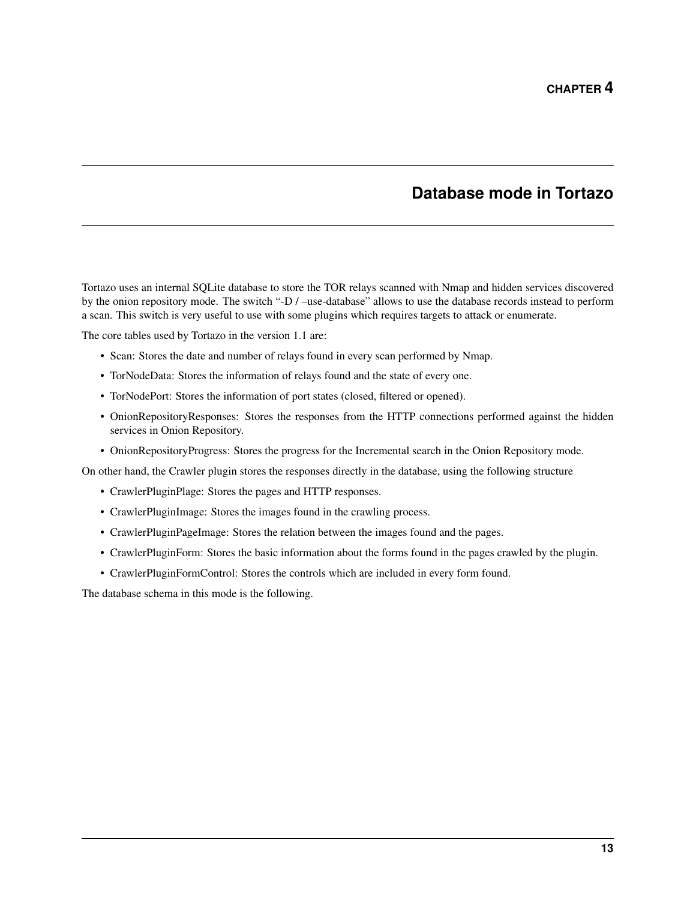# CHAPTER 4

# Database mode in Tortazo

Tortazo uses an internal SQLite database to store the TOR relays scanned with Nmap and hidden services discovered by the onion repository mode. The switch "-D / –use-database" allows to use the database records instead to perform a scan. This switch is very useful to use with some plugins which requires targets to attack or enumerate.

The core tables used by Tortazo in the version 1.1 are:

- Scan: Stores the date and number of relays found in every scan performed by Nmap.
- TorNodeData: Stores the information of relays found and the state of every one.
- TorNodePort: Stores the information of port states (closed, filtered or opened).
- OnionRepositoryResponses: Stores the responses from the HTTP connections performed against the hidden services in Onion Repository.
- OnionRepositoryProgress: Stores the progress for the Incremental search in the Onion Repository mode.

On other hand, the Crawler plugin stores the responses directly in the database, using the following structure

- CrawlerPluginPlage: Stores the pages and HTTP responses.
- CrawlerPluginImage: Stores the images found in the crawling process.
- CrawlerPluginPageImage: Stores the relation between the images found and the pages.
- CrawlerPluginForm: Stores the basic information about the forms found in the pages crawled by the plugin.
- CrawlerPluginFormControl: Stores the controls which are included in every form found.

The database schema in this mode is the following.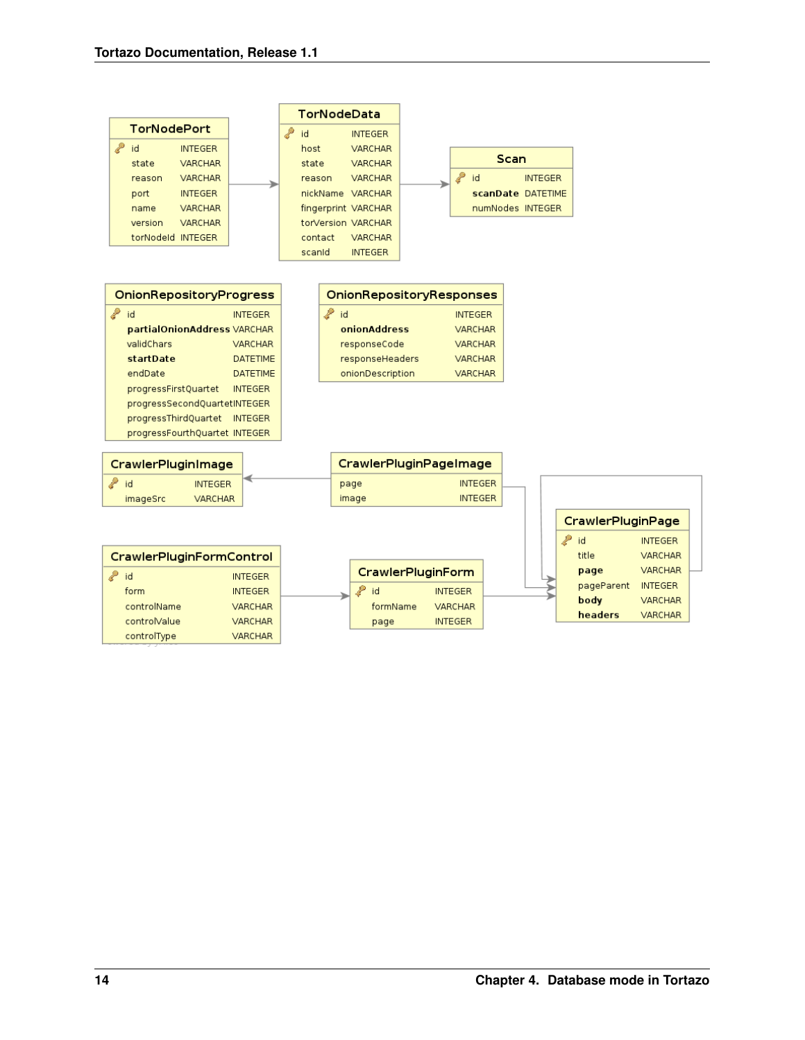**TorNodePort**

| | | |
|---|---|---|
| 🔑 | id | INTEGER |
| | state | VARCHAR |
| | reason | VARCHAR |
| | port | INTEGER |
| | name | VARCHAR |
| | version | VARCHAR |
| | torNodeId | INTEGER |

**TorNodeData**

| | | |
|---|---|---|
| 🔑 | id | INTEGER |
| | host | VARCHAR |
| | state | VARCHAR |
| | reason | VARCHAR |
| | nickName | VARCHAR |
| | fingerprint | VARCHAR |
| | torVersion | VARCHAR |
| | contact | VARCHAR |
| | scanId | INTEGER |

**Scan**

| | | |
|---|---|---|
| 🔑 | id | INTEGER |
| | **scanDate** | DATETIME |
| | numNodes | INTEGER |

**OnionRepositoryProgress**

| | | |
|---|---|---|
| 🔑 | id | INTEGER |
| | **partialOnionAddress** | VARCHAR |
| | validChars | VARCHAR |
| | **startDate** | DATETIME |
| | endDate | DATETIME |
| | progressFirstQuartet | INTEGER |
| | progressSecondQuartet | INTEGER |
| | progressThirdQuartet | INTEGER |
| | progressFourthQuartet | INTEGER |

**OnionRepositoryResponses**

| | | |
|---|---|---|
| 🔑 | id | INTEGER |
| | **onionAddress** | VARCHAR |
| | responseCode | VARCHAR |
| | responseHeaders | VARCHAR |
| | onionDescription | VARCHAR |

**CrawlerPluginImage**

| | | |
|---|---|---|
| 🔑 | id | INTEGER |
| | imageSrc | VARCHAR |

**CrawlerPluginPageImage**

| | |
|---|---|
| page | INTEGER |
| image | INTEGER |

**CrawlerPluginPage**

| | | |
|---|---|---|
| 🔑 | id | INTEGER |
| | title | VARCHAR |
| | **page** | VARCHAR |
| | pageParent | INTEGER |
| | **body** | VARCHAR |
| | **headers** | VARCHAR |

**CrawlerPluginFormControl**

| | | |
|---|---|---|
| 🔑 | id | INTEGER |
| | form | INTEGER |
| | controlName | VARCHAR |
| | controlValue | VARCHAR |
| | controlType | VARCHAR |

**CrawlerPluginForm**

| | | |
|---|---|---|
| 🔑 | id | INTEGER |
| | formName | VARCHAR |
| | page | INTEGER |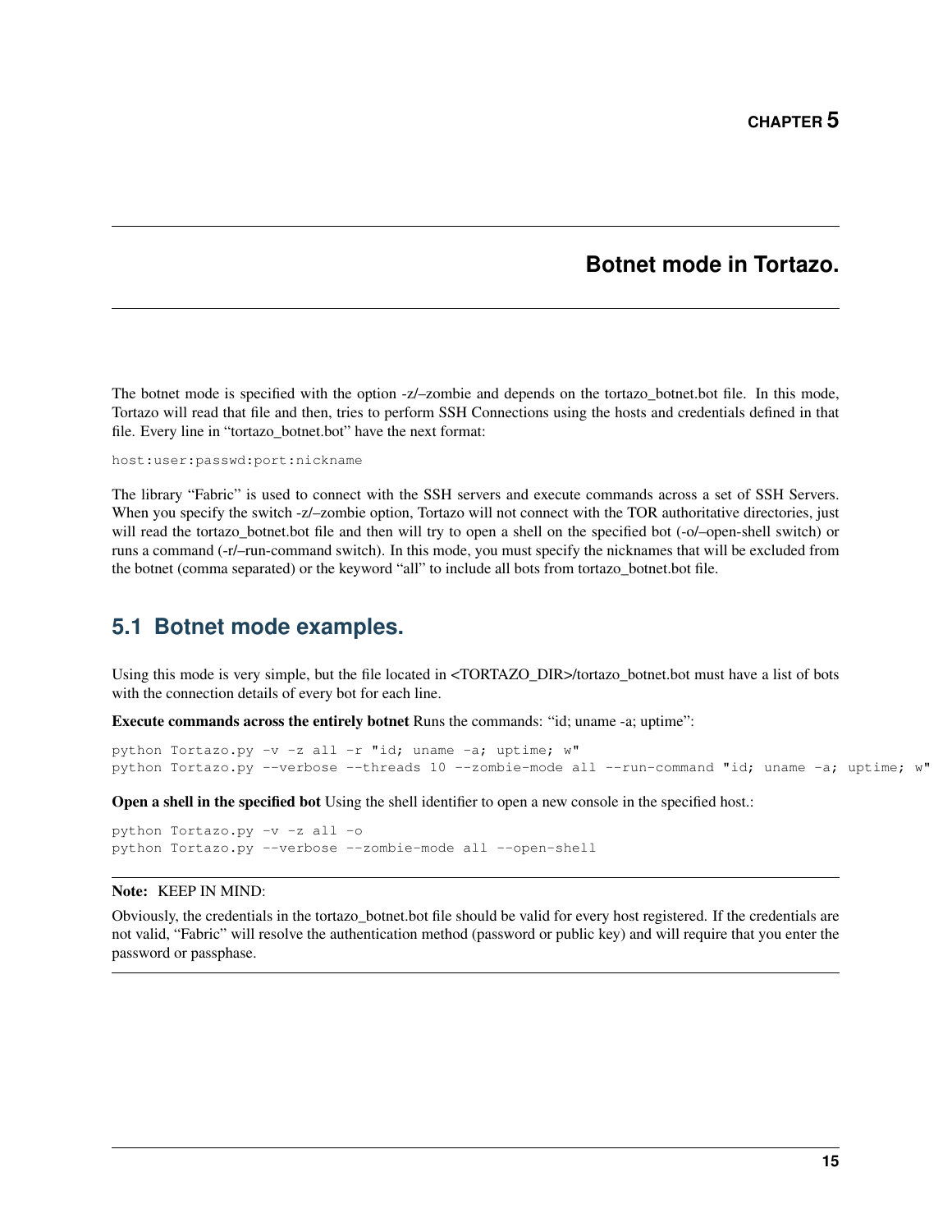# CHAPTER 5

# Botnet mode in Tortazo.

The botnet mode is specified with the option -z/–zombie and depends on the tortazo_botnet.bot file. In this mode, Tortazo will read that file and then, tries to perform SSH Connections using the hosts and credentials defined in that file. Every line in "tortazo_botnet.bot" have the next format:

```
host:user:passwd:port:nickname
```

The library "Fabric" is used to connect with the SSH servers and execute commands across a set of SSH Servers. When you specify the switch -z/–zombie option, Tortazo will not connect with the TOR authoritative directories, just will read the tortazo_botnet.bot file and then will try to open a shell on the specified bot (-o/–open-shell switch) or runs a command (-r/–run-command switch). In this mode, you must specify the nicknames that will be excluded from the botnet (comma separated) or the keyword "all" to include all bots from tortazo_botnet.bot file.

## 5.1 Botnet mode examples.

Using this mode is very simple, but the file located in <TORTAZO_DIR>/tortazo_botnet.bot must have a list of bots with the connection details of every bot for each line.

**Execute commands across the entirely botnet** Runs the commands: "id; uname -a; uptime":

```
python Tortazo.py -v -z all -r "id; uname -a; uptime; w"
python Tortazo.py --verbose --threads 10 --zombie-mode all --run-command "id; uname -a; uptime; w"
```

**Open a shell in the specified bot** Using the shell identifier to open a new console in the specified host.:

```
python Tortazo.py -v -z all -o
python Tortazo.py --verbose --zombie-mode all --open-shell
```

**Note:** KEEP IN MIND:

Obviously, the credentials in the tortazo_botnet.bot file should be valid for every host registered. If the credentials are not valid, "Fabric" will resolve the authentication method (password or public key) and will require that you enter the password or passphase.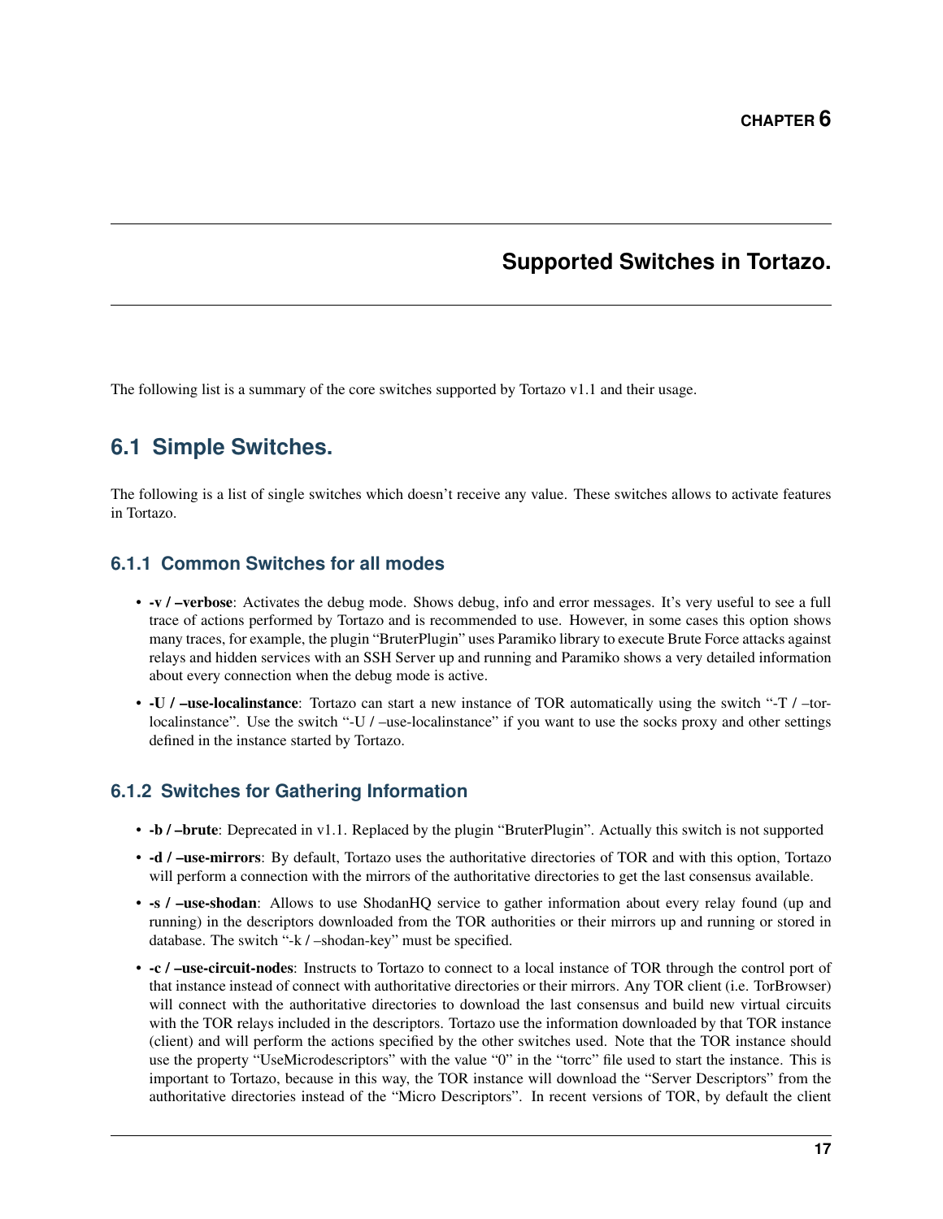# CHAPTER 6

# Supported Switches in Tortazo.

The following list is a summary of the core switches supported by Tortazo v1.1 and their usage.

## 6.1 Simple Switches.

The following is a list of single switches which doesn't receive any value. These switches allows to activate features in Tortazo.

### 6.1.1 Common Switches for all modes

- **-v / –verbose**: Activates the debug mode. Shows debug, info and error messages. It's very useful to see a full trace of actions performed by Tortazo and is recommended to use. However, in some cases this option shows many traces, for example, the plugin "BruterPlugin" uses Paramiko library to execute Brute Force attacks against relays and hidden services with an SSH Server up and running and Paramiko shows a very detailed information about every connection when the debug mode is active.
- **-U / –use-localinstance**: Tortazo can start a new instance of TOR automatically using the switch "-T / –tor-localinstance". Use the switch "-U / –use-localinstance" if you want to use the socks proxy and other settings defined in the instance started by Tortazo.

### 6.1.2 Switches for Gathering Information

- **-b / –brute**: Deprecated in v1.1. Replaced by the plugin "BruterPlugin". Actually this switch is not supported
- **-d / –use-mirrors**: By default, Tortazo uses the authoritative directories of TOR and with this option, Tortazo will perform a connection with the mirrors of the authoritative directories to get the last consensus available.
- **-s / –use-shodan**: Allows to use ShodanHQ service to gather information about every relay found (up and running) in the descriptors downloaded from the TOR authorities or their mirrors up and running or stored in database. The switch "-k / –shodan-key" must be specified.
- **-c / –use-circuit-nodes**: Instructs to Tortazo to connect to a local instance of TOR through the control port of that instance instead of connect with authoritative directories or their mirrors. Any TOR client (i.e. TorBrowser) will connect with the authoritative directories to download the last consensus and build new virtual circuits with the TOR relays included in the descriptors. Tortazo use the information downloaded by that TOR instance (client) and will perform the actions specified by the other switches used. Note that the TOR instance should use the property "UseMicrodescriptors" with the value "0" in the "torrc" file used to start the instance. This is important to Tortazo, because in this way, the TOR instance will download the "Server Descriptors" from the authoritative directories instead of the "Micro Descriptors". In recent versions of TOR, by default the client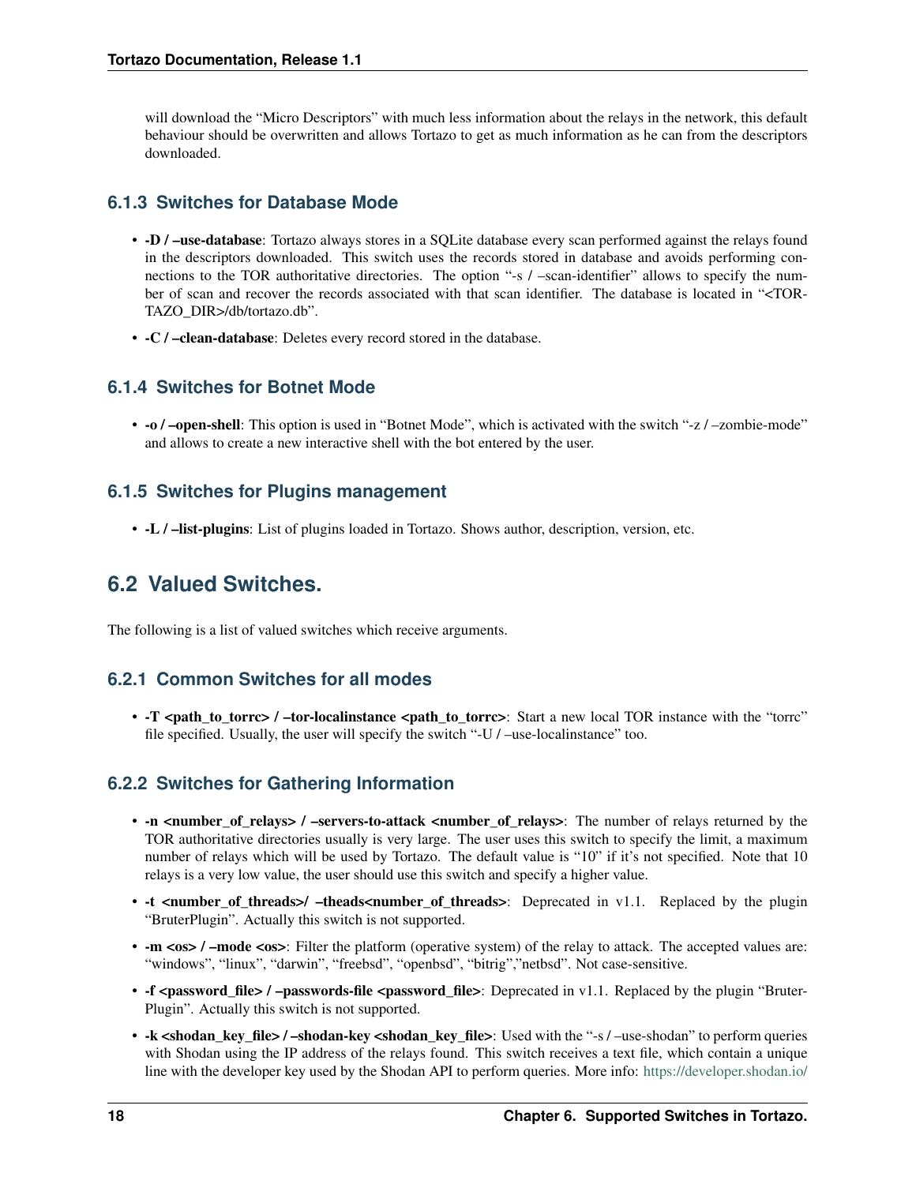will download the "Micro Descriptors" with much less information about the relays in the network, this default behaviour should be overwritten and allows Tortazo to get as much information as he can from the descriptors downloaded.

### 6.1.3 Switches for Database Mode

- **-D / –use-database**: Tortazo always stores in a SQLite database every scan performed against the relays found in the descriptors downloaded. This switch uses the records stored in database and avoids performing connections to the TOR authoritative directories. The option "-s / –scan-identifier" allows to specify the number of scan and recover the records associated with that scan identifier. The database is located in "<TORTAZO_DIR>/db/tortazo.db".
- **-C / –clean-database**: Deletes every record stored in the database.

### 6.1.4 Switches for Botnet Mode

- **-o / –open-shell**: This option is used in "Botnet Mode", which is activated with the switch "-z / –zombie-mode" and allows to create a new interactive shell with the bot entered by the user.

### 6.1.5 Switches for Plugins management

- **-L / –list-plugins**: List of plugins loaded in Tortazo. Shows author, description, version, etc.

## 6.2 Valued Switches.

The following is a list of valued switches which receive arguments.

### 6.2.1 Common Switches for all modes

- **-T <path_to_torrc> / –tor-localinstance <path_to_torrc>**: Start a new local TOR instance with the "torrc" file specified. Usually, the user will specify the switch "-U / –use-localinstance" too.

### 6.2.2 Switches for Gathering Information

- **-n <number_of_relays> / –servers-to-attack <number_of_relays>**: The number of relays returned by the TOR authoritative directories usually is very large. The user uses this switch to specify the limit, a maximum number of relays which will be used by Tortazo. The default value is "10" if it's not specified. Note that 10 relays is a very low value, the user should use this switch and specify a higher value.
- **-t <number_of_threads>/ –theads<number_of_threads>**: Deprecated in v1.1. Replaced by the plugin "BruterPlugin". Actually this switch is not supported.
- **-m <os> / –mode <os>**: Filter the platform (operative system) of the relay to attack. The accepted values are: "windows", "linux", "darwin", "freebsd", "openbsd", "bitrig","netbsd". Not case-sensitive.
- **-f <password_file> / –passwords-file <password_file>**: Deprecated in v1.1. Replaced by the plugin "BruterPlugin". Actually this switch is not supported.
- **-k <shodan_key_file> / –shodan-key <shodan_key_file>**: Used with the "-s / –use-shodan" to perform queries with Shodan using the IP address of the relays found. This switch receives a text file, which contain a unique line with the developer key used by the Shodan API to perform queries. More info: https://developer.shodan.io/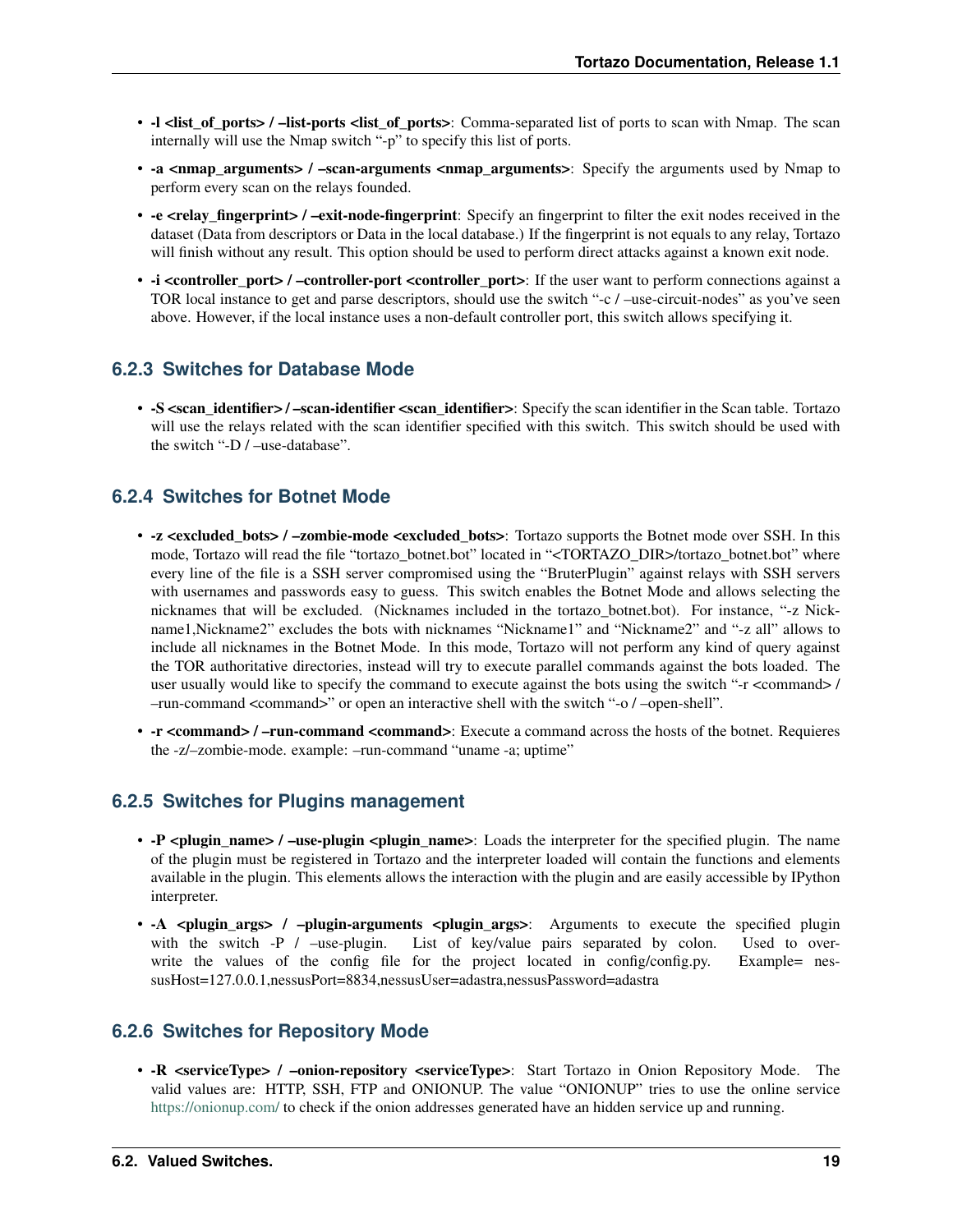- **-l <list_of_ports> / –list-ports <list_of_ports>**: Comma-separated list of ports to scan with Nmap. The scan internally will use the Nmap switch "-p" to specify this list of ports.
- **-a <nmap_arguments> / –scan-arguments <nmap_arguments>**: Specify the arguments used by Nmap to perform every scan on the relays founded.
- **-e <relay_fingerprint> / –exit-node-fingerprint**: Specify an fingerprint to filter the exit nodes received in the dataset (Data from descriptors or Data in the local database.) If the fingerprint is not equals to any relay, Tortazo will finish without any result. This option should be used to perform direct attacks against a known exit node.
- **-i <controller_port> / –controller-port <controller_port>**: If the user want to perform connections against a TOR local instance to get and parse descriptors, should use the switch "-c / –use-circuit-nodes" as you've seen above. However, if the local instance uses a non-default controller port, this switch allows specifying it.

### 6.2.3 Switches for Database Mode

- **-S <scan_identifier> / –scan-identifier <scan_identifier>**: Specify the scan identifier in the Scan table. Tortazo will use the relays related with the scan identifier specified with this switch. This switch should be used with the switch "-D / –use-database".

### 6.2.4 Switches for Botnet Mode

- **-z <excluded_bots> / –zombie-mode <excluded_bots>**: Tortazo supports the Botnet mode over SSH. In this mode, Tortazo will read the file "tortazo_botnet.bot" located in "<TORTAZO_DIR>/tortazo_botnet.bot" where every line of the file is a SSH server compromised using the "BruterPlugin" against relays with SSH servers with usernames and passwords easy to guess. This switch enables the Botnet Mode and allows selecting the nicknames that will be excluded. (Nicknames included in the tortazo_botnet.bot). For instance, "-z Nickname1,Nickname2" excludes the bots with nicknames "Nickname1" and "Nickname2" and "-z all" allows to include all nicknames in the Botnet Mode. In this mode, Tortazo will not perform any kind of query against the TOR authoritative directories, instead will try to execute parallel commands against the bots loaded. The user usually would like to specify the command to execute against the bots using the switch "-r <command> / –run-command <command>" or open an interactive shell with the switch "-o / –open-shell".
- **-r <command> / –run-command <command>**: Execute a command across the hosts of the botnet. Requieres the -z/–zombie-mode. example: –run-command "uname -a; uptime"

### 6.2.5 Switches for Plugins management

- **-P <plugin_name> / –use-plugin <plugin_name>**: Loads the interpreter for the specified plugin. The name of the plugin must be registered in Tortazo and the interpreter loaded will contain the functions and elements available in the plugin. This elements allows the interaction with the plugin and are easily accessible by IPython interpreter.
- **-A <plugin_args> / –plugin-arguments <plugin_args>**: Arguments to execute the specified plugin with the switch -P / –use-plugin. List of key/value pairs separated by colon. Used to overwrite the values of the config file for the project located in config/config.py. Example= nessusHost=127.0.0.1,nessusPort=8834,nessusUser=adastra,nessusPassword=adastra

### 6.2.6 Switches for Repository Mode

- **-R <serviceType> / –onion-repository <serviceType>**: Start Tortazo in Onion Repository Mode. The valid values are: HTTP, SSH, FTP and ONIONUP. The value "ONIONUP" tries to use the online service https://onionup.com/ to check if the onion addresses generated have an hidden service up and running.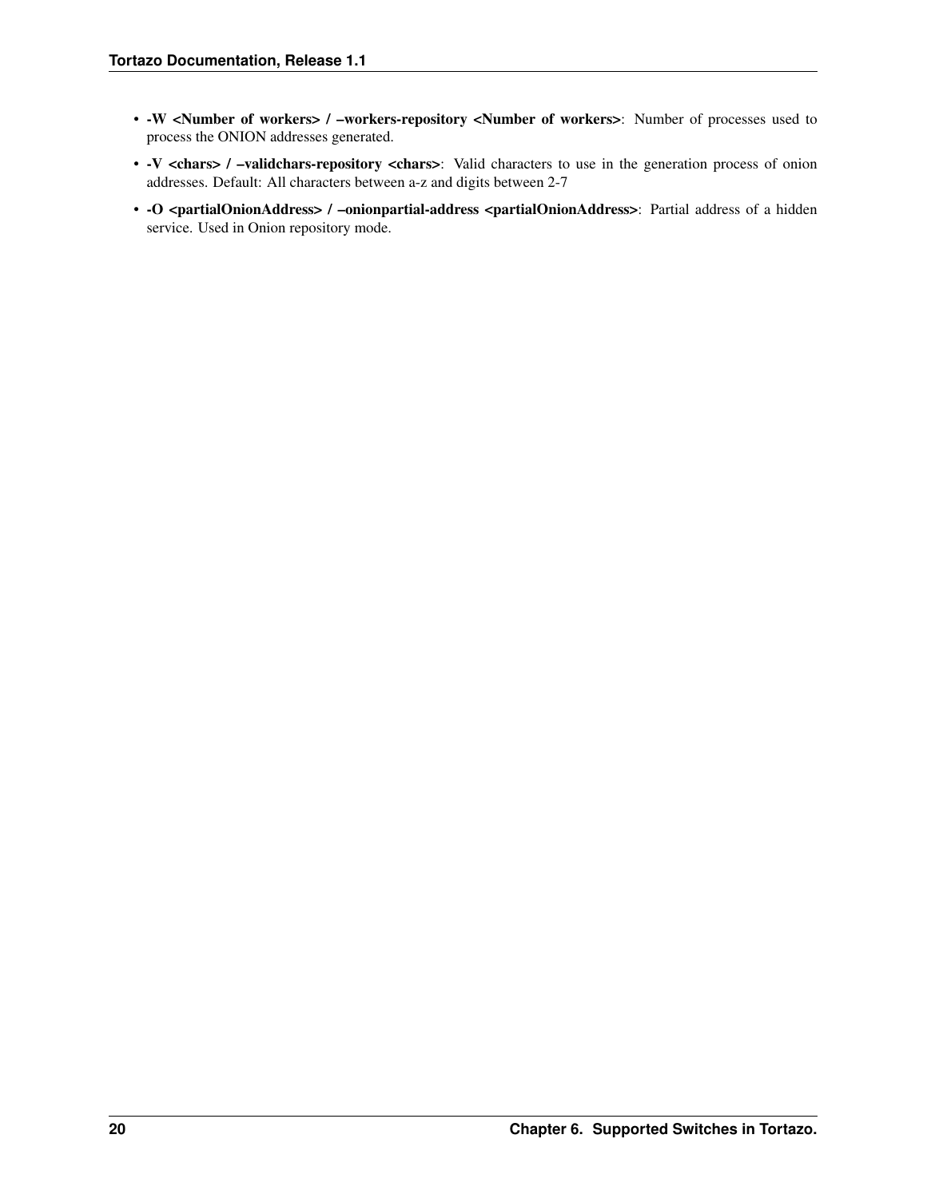- **-W <Number of workers> / –workers-repository <Number of workers>**: Number of processes used to process the ONION addresses generated.
- **-V <chars> / –validchars-repository <chars>**: Valid characters to use in the generation process of onion addresses. Default: All characters between a-z and digits between 2-7
- **-O <partialOnionAddress> / –onionpartial-address <partialOnionAddress>**: Partial address of a hidden service. Used in Onion repository mode.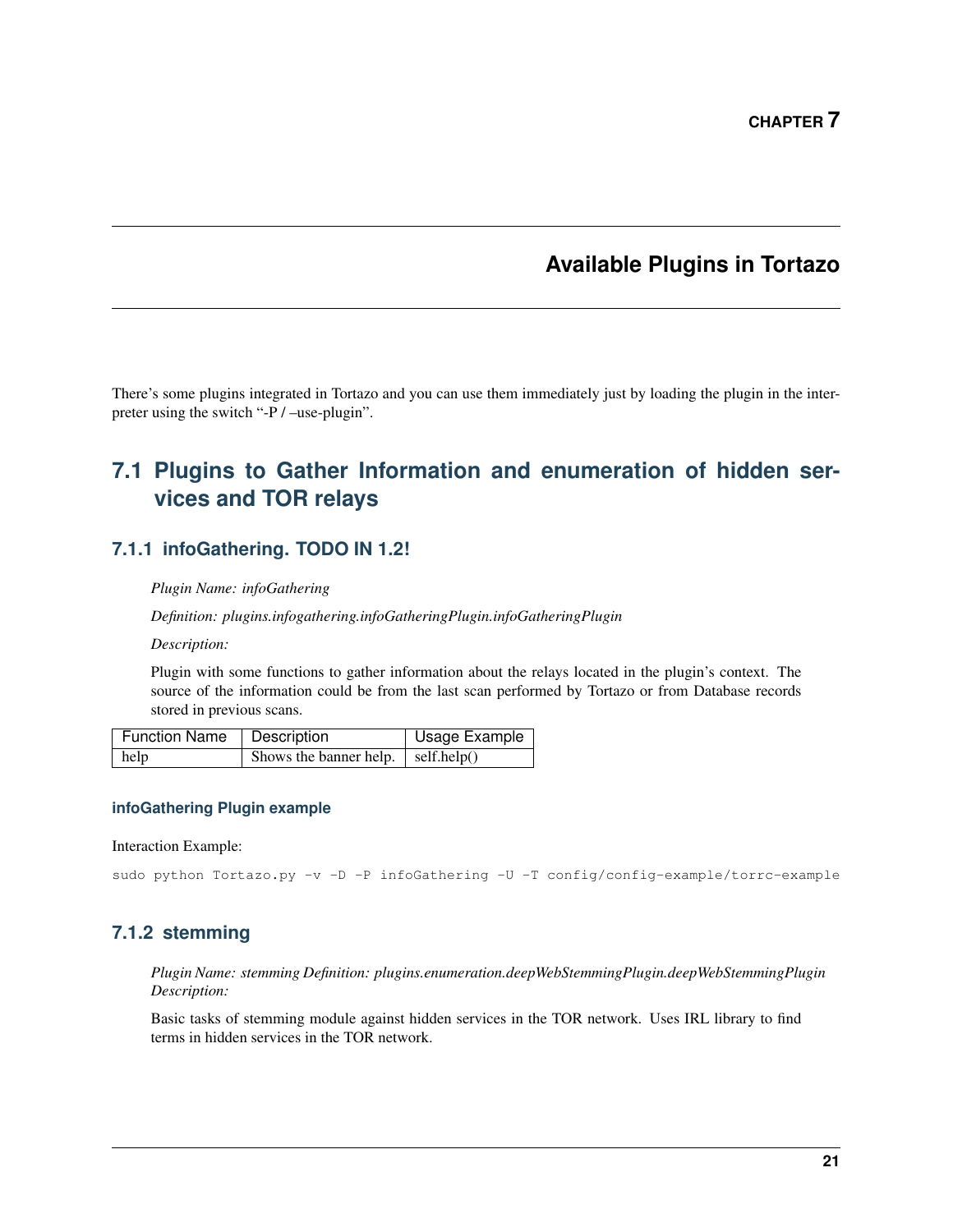# CHAPTER 7

# Available Plugins in Tortazo

There's some plugins integrated in Tortazo and you can use them immediately just by loading the plugin in the interpreter using the switch "-P / –use-plugin".

## 7.1 Plugins to Gather Information and enumeration of hidden services and TOR relays

### 7.1.1 infoGathering. TODO IN 1.2!

*Plugin Name: infoGathering*

*Definition: plugins.infogathering.infoGatheringPlugin.infoGatheringPlugin*

*Description:*

Plugin with some functions to gather information about the relays located in the plugin's context. The source of the information could be from the last scan performed by Tortazo or from Database records stored in previous scans.

| Function Name | Description | Usage Example |
| --- | --- | --- |
| help | Shows the banner help. | self.help() |

#### infoGathering Plugin example

Interaction Example:

```
sudo python Tortazo.py -v -D -P infoGathering -U -T config/config-example/torrc-example
```

### 7.1.2 stemming

*Plugin Name: stemming Definition: plugins.enumeration.deepWebStemmingPlugin.deepWebStemmingPlugin Description:*

Basic tasks of stemming module against hidden services in the TOR network. Uses IRL library to find terms in hidden services in the TOR network.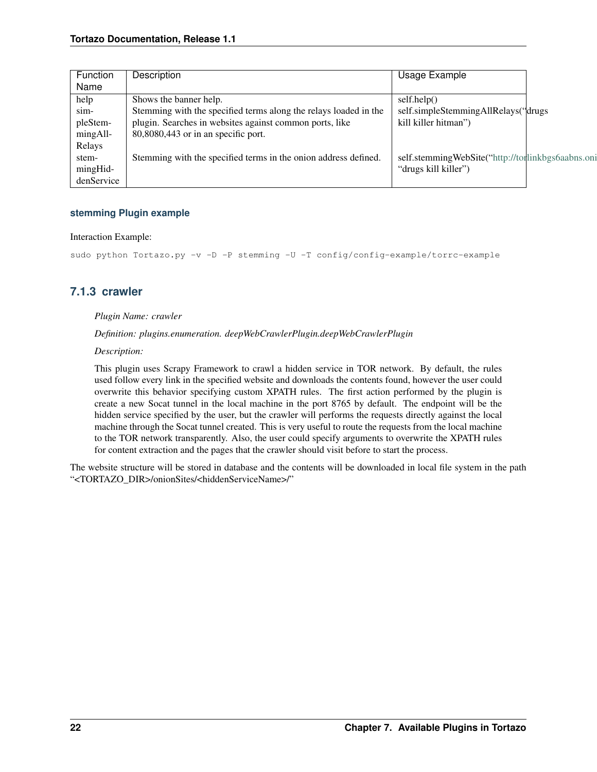| Function Name | Description | Usage Example |
| --- | --- | --- |
| help | Shows the banner help. | self.help() |
| simpleStemmingAllRelays | Stemming with the specified terms along the relays loaded in the plugin. Searches in websites against common ports, like 80,8080,443 or in an specific port. | self.simpleStemmingAllRelays("drugs kill killer hitman") |
| stemmingHiddenService | Stemming with the specified terms in the onion address defined. | self.stemmingWebSite("http://torlinkbgs6aabns.oni "drugs kill killer") |

#### stemming Plugin example

Interaction Example:

```
sudo python Tortazo.py -v -D -P stemming -U -T config/config-example/torrc-example
```

### 7.1.3 crawler

*Plugin Name: crawler*

*Definition: plugins.enumeration. deepWebCrawlerPlugin.deepWebCrawlerPlugin*

*Description:*

This plugin uses Scrapy Framework to crawl a hidden service in TOR network. By default, the rules used follow every link in the specified website and downloads the contents found, however the user could overwrite this behavior specifying custom XPATH rules. The first action performed by the plugin is create a new Socat tunnel in the local machine in the port 8765 by default. The endpoint will be the hidden service specified by the user, but the crawler will performs the requests directly against the local machine through the Socat tunnel created. This is very useful to route the requests from the local machine to the TOR network transparently. Also, the user could specify arguments to overwrite the XPATH rules for content extraction and the pages that the crawler should visit before to start the process.

The website structure will be stored in database and the contents will be downloaded in local file system in the path "<TORTAZO_DIR>/onionSites/<hiddenServiceName>/"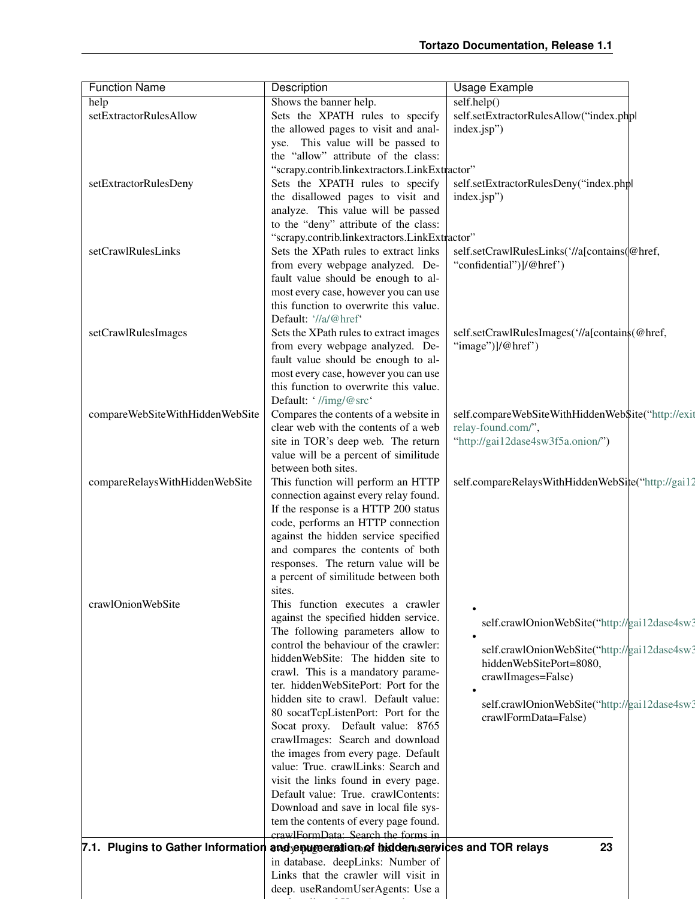| Function Name | Description | Usage Example |
| --- | --- | --- |
| help | Shows the banner help. | self.help() |
| setExtractorRulesAllow | Sets the XPATH rules to specify the allowed pages to visit and analyse. This value will be passed to the "allow" attribute of the class: "scrapy.contrib.linkextractors.LinkExtractor" | self.setExtractorRulesAllow("index.php\| index.jsp") |
| setExtractorRulesDeny | Sets the XPATH rules to specify the disallowed pages to visit and analyze. This value will be passed to the "deny" attribute of the class: "scrapy.contrib.linkextractors.LinkExtractor" | self.setExtractorRulesDeny("index.php\| index.jsp") |
| setCrawlRulesLinks | Sets the XPath rules to extract links from every webpage analyzed. Default value should be enough to almost every case, however you can use this function to overwrite this value. Default: '//a/@href' | self.setCrawlRulesLinks('//a[contains(@href, "confidential")]/@href') |
| setCrawlRulesImages | Sets the XPath rules to extract images from every webpage analyzed. Default value should be enough to almost every case, however you can use this function to overwrite this value. Default: ' //img/@src' | self.setCrawlRulesImages('//a[contains(@href, "image")]/@href') |
| compareWebSiteWithHiddenWebSite | Compares the contents of a website in clear web with the contents of a web site in TOR's deep web. The return value will be a percent of similitude between both sites. | self.compareWebSiteWithHiddenWebSite("http://exit relay-found.com/", "http://gai12dase4sw3f5a.onion/") |
| compareRelaysWithHiddenWebSite | This function will perform an HTTP connection against every relay found. If the response is a HTTP 200 status code, performs an HTTP connection against the hidden service specified and compares the contents of both responses. The return value will be a percent of similitude between both sites. | self.compareRelaysWithHiddenWebSite("http://gai12 |
| crawlOnionWebSite | This function executes a crawler against the specified hidden service. The following parameters allow to control the behaviour of the crawler: hiddenWebSite: The hidden site to crawl. This is a mandatory parameter. hiddenWebSitePort: Port for the hidden site to crawl. Default value: 80 socatTcpListenPort: Port for the Socat proxy. Default value: 8765 crawlImages: Search and download the images from every page. Default value: True. crawlLinks: Search and visit the links found in every page. Default value: True. crawlContents: Download and save in local file system the contents of every page found. crawlFormData: Search the forms in every page and store that structure in database. deepLinks: Number of Links that the crawler will visit in deep. useRandomUserAgents: Use a | • self.crawlOnionWebSite("http://gai12dase4sw3 <br> • self.crawlOnionWebSite("http://gai12dase4sw3 hiddenWebSitePort=8080, crawlImages=False) <br> • self.crawlOnionWebSite("http://gai12dase4sw3 crawlFormData=False) |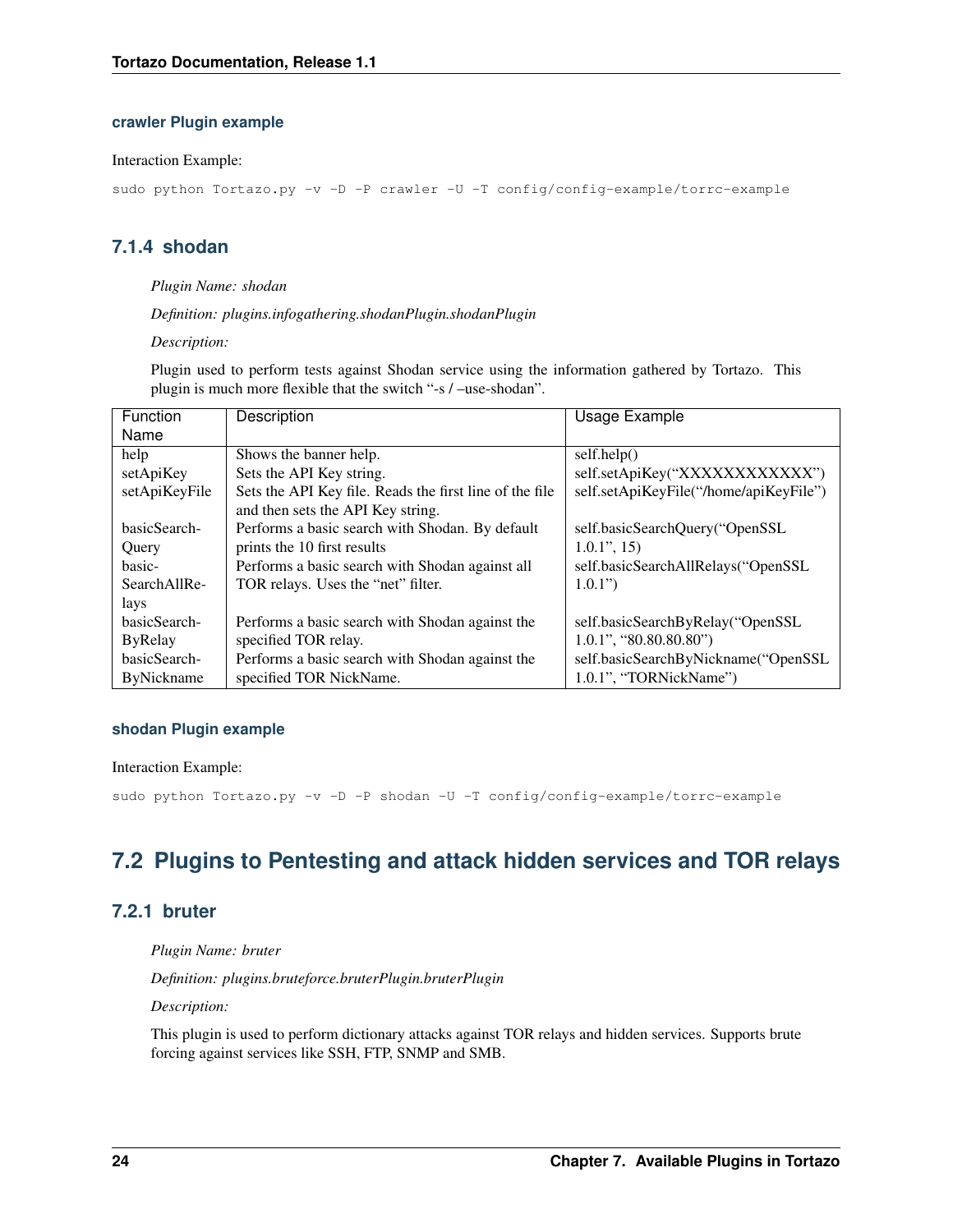#### crawler Plugin example

Interaction Example:

```
sudo python Tortazo.py -v -D -P crawler -U -T config/config-example/torrc-example
```

### 7.1.4 shodan

*Plugin Name: shodan*

*Definition: plugins.infogathering.shodanPlugin.shodanPlugin*

*Description:*

Plugin used to perform tests against Shodan service using the information gathered by Tortazo. This plugin is much more flexible that the switch "-s / –use-shodan".

| Function Name | Description | Usage Example |
|---|---|---|
| help | Shows the banner help. | self.help() |
| setApiKey | Sets the API Key string. | self.setApiKey("XXXXXXXXXXXX") |
| setApiKeyFile | Sets the API Key file. Reads the first line of the file and then sets the API Key string. | self.setApiKeyFile("/home/apiKeyFile") |
| basicSearchQuery | Performs a basic search with Shodan. By default prints the 10 first results | self.basicSearchQuery("OpenSSL 1.0.1", 15) |
| basicSearchAllRelays | Performs a basic search with Shodan against all TOR relays. Uses the "net" filter. | self.basicSearchAllRelays("OpenSSL 1.0.1") |
| basicSearchByRelay | Performs a basic search with Shodan against the specified TOR relay. | self.basicSearchByRelay("OpenSSL 1.0.1", "80.80.80.80") |
| basicSearchByNickname | Performs a basic search with Shodan against the specified TOR NickName. | self.basicSearchByNickname("OpenSSL 1.0.1", "TORNickName") |

#### shodan Plugin example

Interaction Example:

```
sudo python Tortazo.py -v -D -P shodan -U -T config/config-example/torrc-example
```

## 7.2 Plugins to Pentesting and attack hidden services and TOR relays

### 7.2.1 bruter

*Plugin Name: bruter*

*Definition: plugins.bruteforce.bruterPlugin.bruterPlugin*

*Description:*

This plugin is used to perform dictionary attacks against TOR relays and hidden services. Supports brute forcing against services like SSH, FTP, SNMP and SMB.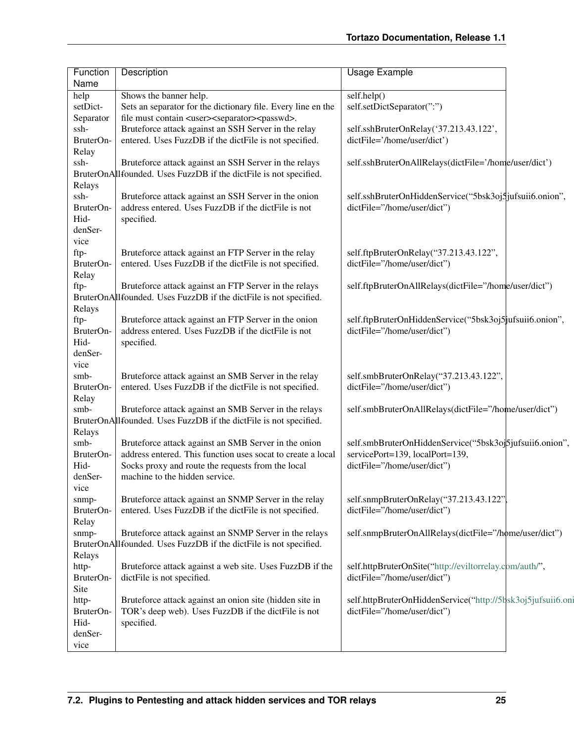| Function Name | Description | Usage Example |
| --- | --- | --- |
| help | Shows the banner help. | self.help() |
| setDictSeparator | Sets an separator for the dictionary file. Every line en the file must contain <user><separator><passwd>. | self.setDictSeparator(":") |
| sshBruterOnRelay | Bruteforce attack against an SSH Server in the relay entered. Uses FuzzDB if the dictFile is not specified. | self.sshBruterOnRelay('37.213.43.122', dictFile='/home/user/dict') |
| sshBruterOnAllRelays | Bruteforce attack against an SSH Server in the relays founded. Uses FuzzDB if the dictFile is not specified. | self.sshBruterOnAllRelays(dictFile='/home/user/dict') |
| sshBruterOnHiddenService | Bruteforce attack against an SSH Server in the onion address entered. Uses FuzzDB if the dictFile is not specified. | self.sshBruterOnHiddenService("5bsk3oj5jufsuii6.onion", dictFile="/home/user/dict") |
| ftpBruterOnRelay | Bruteforce attack against an FTP Server in the relay entered. Uses FuzzDB if the dictFile is not specified. | self.ftpBruterOnRelay("37.213.43.122", dictFile="/home/user/dict") |
| ftpBruterOnAllRelays | Bruteforce attack against an FTP Server in the relays founded. Uses FuzzDB if the dictFile is not specified. | self.ftpBruterOnAllRelays(dictFile="/home/user/dict") |
| ftpBruterOnHiddenService | Bruteforce attack against an FTP Server in the onion address entered. Uses FuzzDB if the dictFile is not specified. | self.ftpBruterOnHiddenService("5bsk3oj5jufsuii6.onion", dictFile="/home/user/dict") |
| smbBruterOnRelay | Bruteforce attack against an SMB Server in the relay entered. Uses FuzzDB if the dictFile is not specified. | self.smbBruterOnRelay("37.213.43.122", dictFile="/home/user/dict") |
| smbBruterOnAllRelays | Bruteforce attack against an SMB Server in the relays founded. Uses FuzzDB if the dictFile is not specified. | self.smbBruterOnAllRelays(dictFile="/home/user/dict") |
| smbBruterOnHiddenService | Bruteforce attack against an SMB Server in the onion address entered. This function uses socat to create a local Socks proxy and route the requests from the local machine to the hidden service. | self.smbBruterOnHiddenService("5bsk3oj5jufsuii6.onion", servicePort=139, localPort=139, dictFile="/home/user/dict") |
| snmpBruterOnRelay | Bruteforce attack against an SNMP Server in the relay entered. Uses FuzzDB if the dictFile is not specified. | self.snmpBruterOnRelay("37.213.43.122", dictFile="/home/user/dict") |
| snmpBruterOnAllRelays | Bruteforce attack against an SNMP Server in the relays founded. Uses FuzzDB if the dictFile is not specified. | self.snmpBruterOnAllRelays(dictFile="/home/user/dict") |
| httpBruterOnSite | Bruteforce attack against a web site. Uses FuzzDB if the dictFile is not specified. | self.httpBruterOnSite("http://eviltorrelay.com/auth/", dictFile="/home/user/dict") |
| httpBruterOnHiddenService | Bruteforce attack against an onion site (hidden site in TOR's deep web). Uses FuzzDB if the dictFile is not specified. | self.httpBruterOnHiddenService("http://5bsk3oj5jufsuii6.oni dictFile="/home/user/dict") |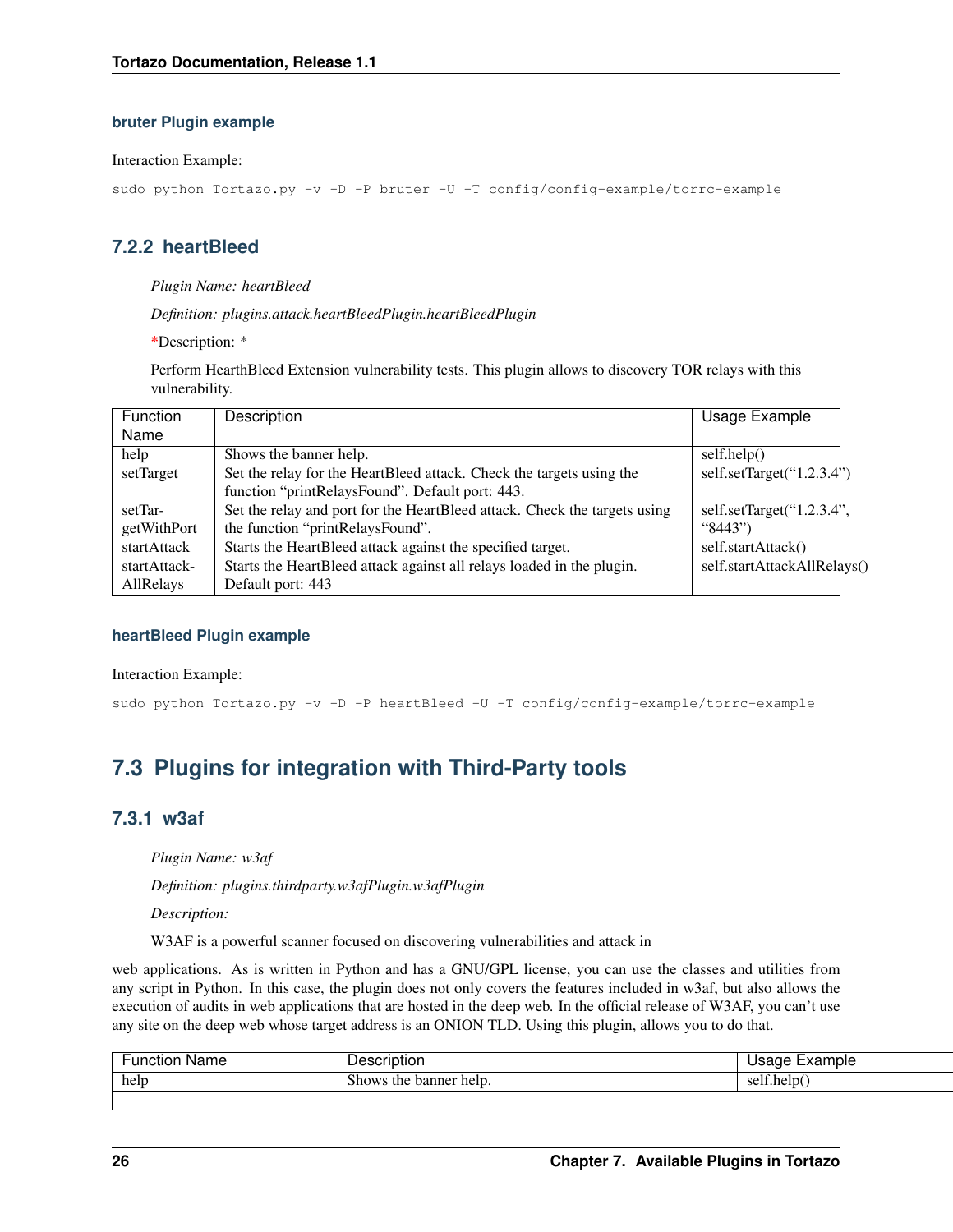#### bruter Plugin example

Interaction Example:

```
sudo python Tortazo.py -v -D -P bruter -U -T config/config-example/torrc-example
```

### 7.2.2 heartBleed

*Plugin Name: heartBleed*

*Definition: plugins.attack.heartBleedPlugin.heartBleedPlugin*

*Description: *

Perform HearthBleed Extension vulnerability tests. This plugin allows to discovery TOR relays with this vulnerability.

| Function Name | Description | Usage Example |
|---|---|---|
| help | Shows the banner help. | self.help() |
| setTarget | Set the relay for the HeartBleed attack. Check the targets using the function "printRelaysFound". Default port: 443. | self.setTarget("1.2.3.4") |
| setTargetWithPort | Set the relay and port for the HeartBleed attack. Check the targets using the function "printRelaysFound". | self.setTarget("1.2.3.4", "8443") |
| startAttack | Starts the HeartBleed attack against the specified target. | self.startAttack() |
| startAttackAllRelays | Starts the HeartBleed attack against all relays loaded in the plugin. Default port: 443 | self.startAttackAllRelays() |

#### heartBleed Plugin example

Interaction Example:

```
sudo python Tortazo.py -v -D -P heartBleed -U -T config/config-example/torrc-example
```

## 7.3 Plugins for integration with Third-Party tools

### 7.3.1 w3af

*Plugin Name: w3af*

*Definition: plugins.thirdparty.w3afPlugin.w3afPlugin*

*Description:*

W3AF is a powerful scanner focused on discovering vulnerabilities and attack in

web applications. As is written in Python and has a GNU/GPL license, you can use the classes and utilities from any script in Python. In this case, the plugin does not only covers the features included in w3af, but also allows the execution of audits in web applications that are hosted in the deep web. In the official release of W3AF, you can't use any site on the deep web whose target address is an ONION TLD. Using this plugin, allows you to do that.

| Function Name | Description | Usage Example |
|---|---|---|
| help | Shows the banner help. | self.help() |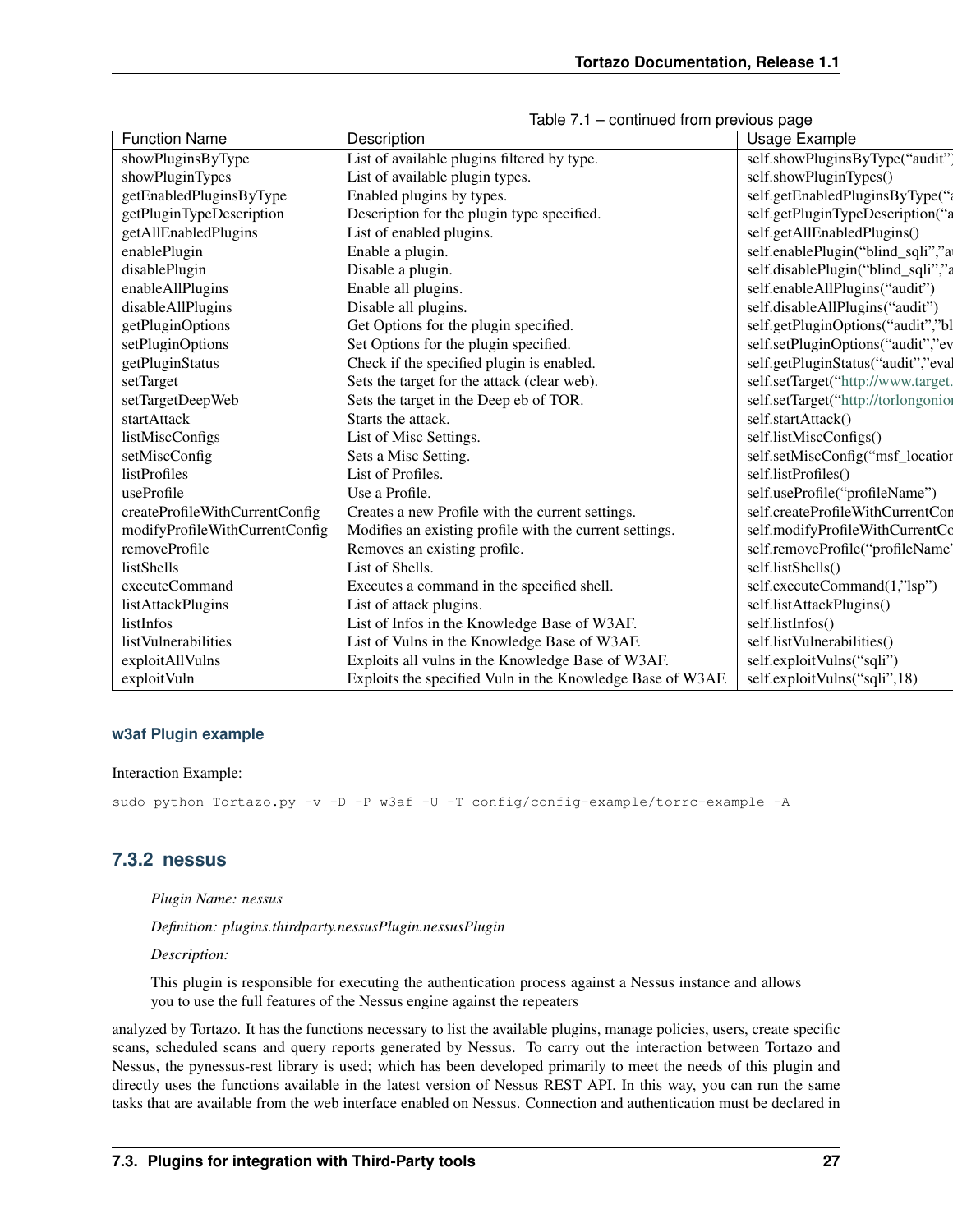Table 7.1 – continued from previous page

| Function Name | Description | Usage Example |
|---|---|---|
| showPluginsByType | List of available plugins filtered by type. | self.showPluginsByType("audit") |
| showPluginTypes | List of available plugin types. | self.showPluginTypes() |
| getEnabledPluginsByType | Enabled plugins by types. | self.getEnabledPluginsByType("a |
| getPluginTypeDescription | Description for the plugin type specified. | self.getPluginTypeDescription("a |
| getAllEnabledPlugins | List of enabled plugins. | self.getAllEnabledPlugins() |
| enablePlugin | Enable a plugin. | self.enablePlugin("blind_sqli","a |
| disablePlugin | Disable a plugin. | self.disablePlugin("blind_sqli","a |
| enableAllPlugins | Enable all plugins. | self.enableAllPlugins("audit") |
| disableAllPlugins | Disable all plugins. | self.disableAllPlugins("audit") |
| getPluginOptions | Get Options for the plugin specified. | self.getPluginOptions("audit","bl |
| setPluginOptions | Set Options for the plugin specified. | self.setPluginOptions("audit","ev |
| getPluginStatus | Check if the specified plugin is enabled. | self.getPluginStatus("audit","eval |
| setTarget | Sets the target for the attack (clear web). | self.setTarget("http://www.target. |
| setTargetDeepWeb | Sets the target in the Deep eb of TOR. | self.setTarget("http://torlongonion |
| startAttack | Starts the attack. | self.startAttack() |
| listMiscConfigs | List of Misc Settings. | self.listMiscConfigs() |
| setMiscConfig | Sets a Misc Setting. | self.setMiscConfig("msf_location |
| listProfiles | List of Profiles. | self.listProfiles() |
| useProfile | Use a Profile. | self.useProfile("profileName") |
| createProfileWithCurrentConfig | Creates a new Profile with the current settings. | self.createProfileWithCurrentCon |
| modifyProfileWithCurrentConfig | Modifies an existing profile with the current settings. | self.modifyProfileWithCurrentCo |
| removeProfile | Removes an existing profile. | self.removeProfile("profileName" |
| listShells | List of Shells. | self.listShells() |
| executeCommand | Executes a command in the specified shell. | self.executeCommand(1,"lsp") |
| listAttackPlugins | List of attack plugins. | self.listAttackPlugins() |
| listInfos | List of Infos in the Knowledge Base of W3AF. | self.listInfos() |
| listVulnerabilities | List of Vulns in the Knowledge Base of W3AF. | self.listVulnerabilities() |
| exploitAllVulns | Exploits all vulns in the Knowledge Base of W3AF. | self.exploitVulns("sqli") |
| exploitVuln | Exploits the specified Vuln in the Knowledge Base of W3AF. | self.exploitVulns("sqli",18) |

#### w3af Plugin example

Interaction Example:

```
sudo python Tortazo.py -v -D -P w3af -U -T config/config-example/torrc-example -A
```

### 7.3.2 nessus

*Plugin Name: nessus*

*Definition: plugins.thirdparty.nessusPlugin.nessusPlugin*

*Description:*

This plugin is responsible for executing the authentication process against a Nessus instance and allows you to use the full features of the Nessus engine against the repeaters

analyzed by Tortazo. It has the functions necessary to list the available plugins, manage policies, users, create specific scans, scheduled scans and query reports generated by Nessus. To carry out the interaction between Tortazo and Nessus, the pynessus-rest library is used; which has been developed primarily to meet the needs of this plugin and directly uses the functions available in the latest version of Nessus REST API. In this way, you can run the same tasks that are available from the web interface enabled on Nessus. Connection and authentication must be declared in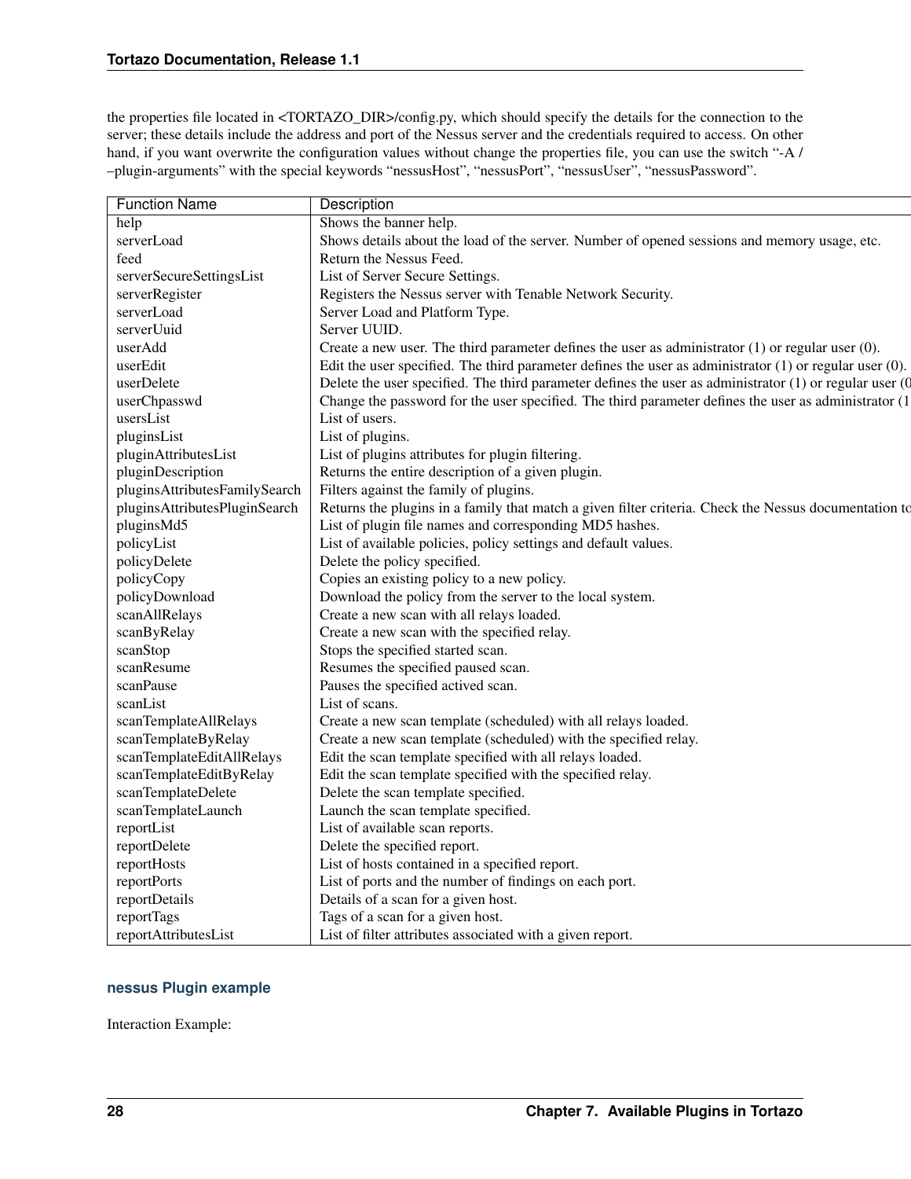the properties file located in <TORTAZO_DIR>/config.py, which should specify the details for the connection to the server; these details include the address and port of the Nessus server and the credentials required to access. On other hand, if you want overwrite the configuration values without change the properties file, you can use the switch "-A / –plugin-arguments" with the special keywords "nessusHost", "nessusPort", "nessusUser", "nessusPassword".

| Function Name | Description |
| --- | --- |
| help | Shows the banner help. |
| serverLoad | Shows details about the load of the server. Number of opened sessions and memory usage, etc. |
| feed | Return the Nessus Feed. |
| serverSecureSettingsList | List of Server Secure Settings. |
| serverRegister | Registers the Nessus server with Tenable Network Security. |
| serverLoad | Server Load and Platform Type. |
| serverUuid | Server UUID. |
| userAdd | Create a new user. The third parameter defines the user as administrator (1) or regular user (0). |
| userEdit | Edit the user specified. The third parameter defines the user as administrator (1) or regular user (0). |
| userDelete | Delete the user specified. The third parameter defines the user as administrator (1) or regular user (0 |
| userChpasswd | Change the password for the user specified. The third parameter defines the user as administrator (1 |
| usersList | List of users. |
| pluginsList | List of plugins. |
| pluginAttributesList | List of plugins attributes for plugin filtering. |
| pluginDescription | Returns the entire description of a given plugin. |
| pluginsAttributesFamilySearch | Filters against the family of plugins. |
| pluginsAttributesPluginSearch | Returns the plugins in a family that match a given filter criteria. Check the Nessus documentation to |
| pluginsMd5 | List of plugin file names and corresponding MD5 hashes. |
| policyList | List of available policies, policy settings and default values. |
| policyDelete | Delete the policy specified. |
| policyCopy | Copies an existing policy to a new policy. |
| policyDownload | Download the policy from the server to the local system. |
| scanAllRelays | Create a new scan with all relays loaded. |
| scanByRelay | Create a new scan with the specified relay. |
| scanStop | Stops the specified started scan. |
| scanResume | Resumes the specified paused scan. |
| scanPause | Pauses the specified actived scan. |
| scanList | List of scans. |
| scanTemplateAllRelays | Create a new scan template (scheduled) with all relays loaded. |
| scanTemplateByRelay | Create a new scan template (scheduled) with the specified relay. |
| scanTemplateEditAllRelays | Edit the scan template specified with all relays loaded. |
| scanTemplateEditByRelay | Edit the scan template specified with the specified relay. |
| scanTemplateDelete | Delete the scan template specified. |
| scanTemplateLaunch | Launch the scan template specified. |
| reportList | List of available scan reports. |
| reportDelete | Delete the specified report. |
| reportHosts | List of hosts contained in a specified report. |
| reportPorts | List of ports and the number of findings on each port. |
| reportDetails | Details of a scan for a given host. |
| reportTags | Tags of a scan for a given host. |
| reportAttributesList | List of filter attributes associated with a given report. |

### nessus Plugin example

Interaction Example: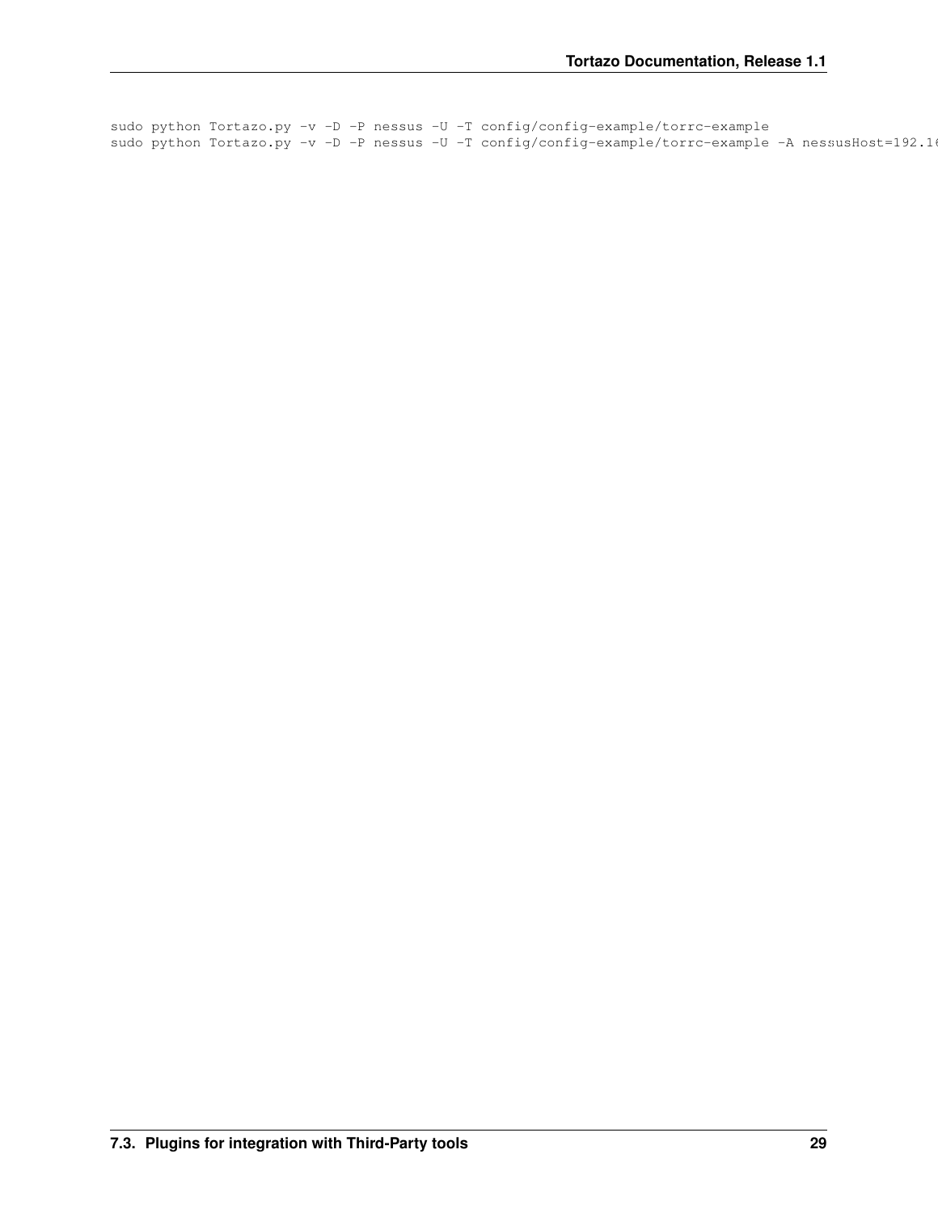```
sudo python Tortazo.py -v -D -P nessus -U -T config/config-example/torrc-example
sudo python Tortazo.py -v -D -P nessus -U -T config/config-example/torrc-example -A nessusHost=192.16
```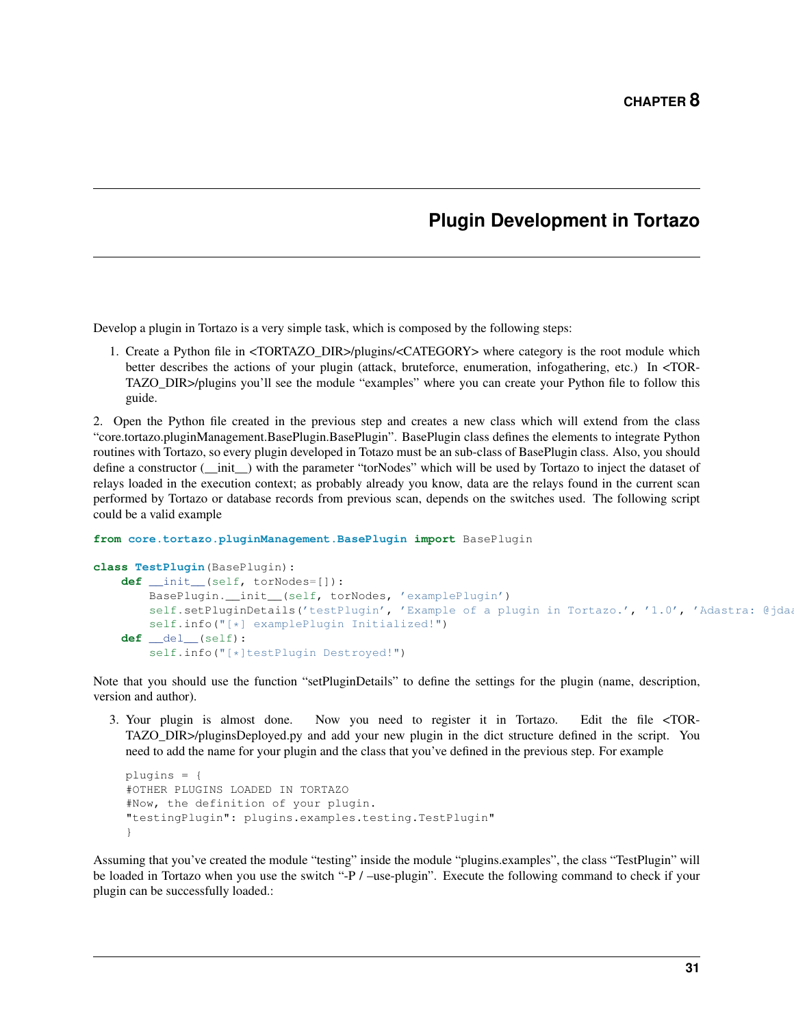# CHAPTER 8

# Plugin Development in Tortazo

Develop a plugin in Tortazo is a very simple task, which is composed by the following steps:

1. Create a Python file in <TORTAZO_DIR>/plugins/<CATEGORY> where category is the root module which better describes the actions of your plugin (attack, bruteforce, enumeration, infogathering, etc.) In <TORTAZO_DIR>/plugins you'll see the module "examples" where you can create your Python file to follow this guide.

2. Open the Python file created in the previous step and creates a new class which will extend from the class "core.tortazo.pluginManagement.BasePlugin.BasePlugin". BasePlugin class defines the elements to integrate Python routines with Tortazo, so every plugin developed in Totazo must be an sub-class of BasePlugin class. Also, you should define a constructor (__init__) with the parameter "torNodes" which will be used by Tortazo to inject the dataset of relays loaded in the execution context; as probably already you know, data are the relays found in the current scan performed by Tortazo or database records from previous scan, depends on the switches used. The following script could be a valid example

```
from core.tortazo.pluginManagement.BasePlugin import BasePlugin

class TestPlugin(BasePlugin):
    def __init__(self, torNodes=[]):
        BasePlugin.__init__(self, torNodes, 'examplePlugin')
        self.setPluginDetails('testPlugin', 'Example of a plugin in Tortazo.', '1.0', 'Adastra: @jdaa
        self.info("[*] examplePlugin Initialized!")
    def __del__(self):
        self.info("[*]testPlugin Destroyed!")
```

Note that you should use the function "setPluginDetails" to define the settings for the plugin (name, description, version and author).

3. Your plugin is almost done. Now you need to register it in Tortazo. Edit the file <TORTAZO_DIR>/pluginsDeployed.py and add your new plugin in the dict structure defined in the script. You need to add the name for your plugin and the class that you've defined in the previous step. For example

```
plugins = {
#OTHER PLUGINS LOADED IN TORTAZO
#Now, the definition of your plugin.
"testingPlugin": plugins.examples.testing.TestPlugin"
}
```

Assuming that you've created the module "testing" inside the module "plugins.examples", the class "TestPlugin" will be loaded in Tortazo when you use the switch "-P / –use-plugin". Execute the following command to check if your plugin can be successfully loaded.: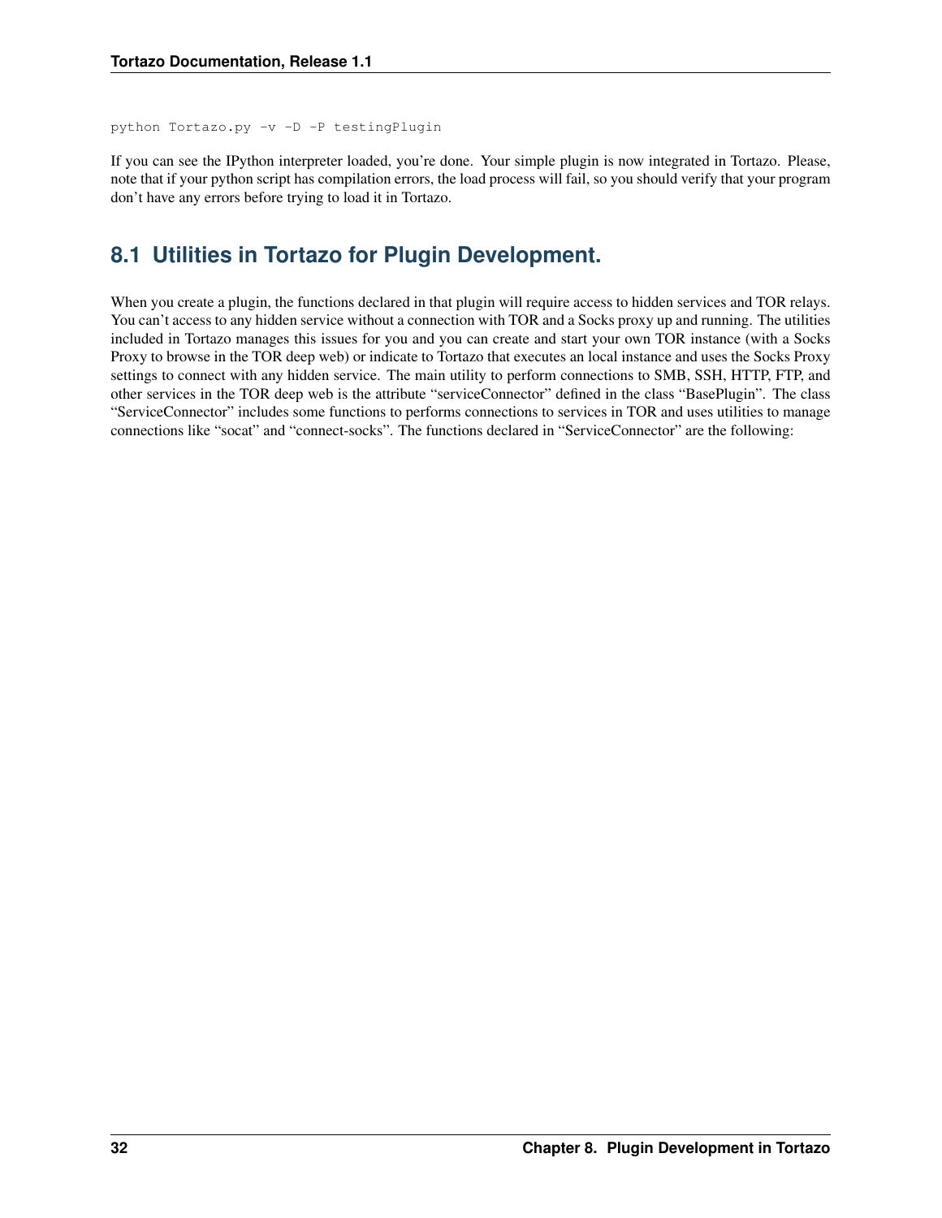```
python Tortazo.py -v -D -P testingPlugin
```

If you can see the IPython interpreter loaded, you're done. Your simple plugin is now integrated in Tortazo. Please, note that if your python script has compilation errors, the load process will fail, so you should verify that your program don't have any errors before trying to load it in Tortazo.

## 8.1 Utilities in Tortazo for Plugin Development.

When you create a plugin, the functions declared in that plugin will require access to hidden services and TOR relays. You can't access to any hidden service without a connection with TOR and a Socks proxy up and running. The utilities included in Tortazo manages this issues for you and you can create and start your own TOR instance (with a Socks Proxy to browse in the TOR deep web) or indicate to Tortazo that executes an local instance and uses the Socks Proxy settings to connect with any hidden service. The main utility to perform connections to SMB, SSH, HTTP, FTP, and other services in the TOR deep web is the attribute "serviceConnector" defined in the class "BasePlugin". The class "ServiceConnector" includes some functions to performs connections to services in TOR and uses utilities to manage connections like "socat" and "connect-socks". The functions declared in "ServiceConnector" are the following: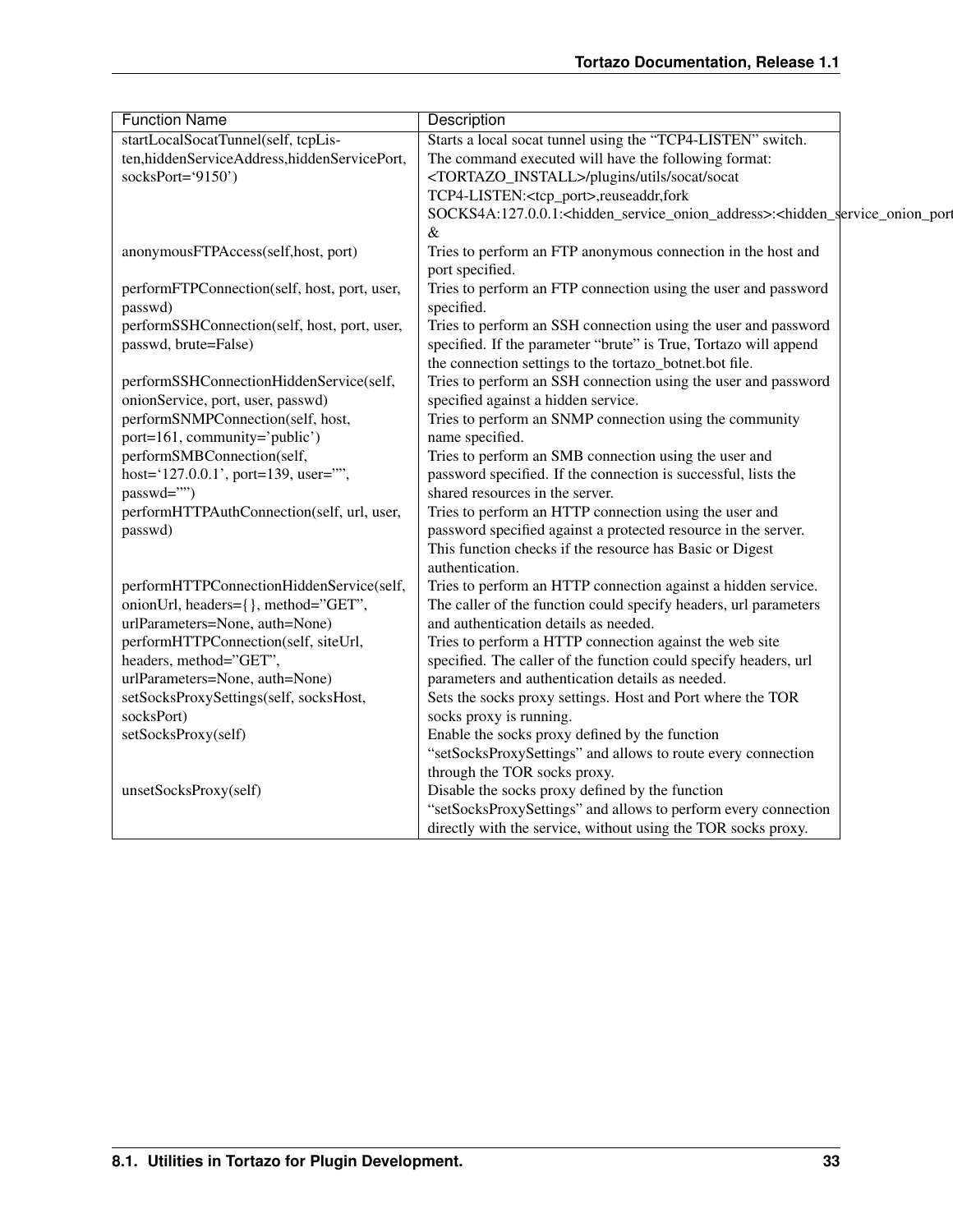| Function Name | Description |
| --- | --- |
| startLocalSocatTunnel(self, tcpListen,hiddenServiceAddress,hiddenServicePort, socksPort='9150') | Starts a local socat tunnel using the "TCP4-LISTEN" switch. The command executed will have the following format: <TORTAZO_INSTALL>/plugins/utils/socat/socat TCP4-LISTEN:<tcp_port>,reuseaddr,fork SOCKS4A:127.0.0.1:<hidden_service_onion_address>:<hidden_service_onion_port &amp; |
| anonymousFTPAccess(self,host, port) | Tries to perform an FTP anonymous connection in the host and port specified. |
| performFTPConnection(self, host, port, user, passwd) | Tries to perform an FTP connection using the user and password specified. |
| performSSHConnection(self, host, port, user, passwd, brute=False) | Tries to perform an SSH connection using the user and password specified. If the parameter "brute" is True, Tortazo will append the connection settings to the tortazo_botnet.bot file. |
| performSSHConnectionHiddenService(self, onionService, port, user, passwd) | Tries to perform an SSH connection using the user and password specified against a hidden service. |
| performSNMPConnection(self, host, port=161, community='public') | Tries to perform an SNMP connection using the community name specified. |
| performSMBConnection(self, host='127.0.0.1', port=139, user="", passwd="") | Tries to perform an SMB connection using the user and password specified. If the connection is successful, lists the shared resources in the server. |
| performHTTPAuthConnection(self, url, user, passwd) | Tries to perform an HTTP connection using the user and password specified against a protected resource in the server. This function checks if the resource has Basic or Digest authentication. |
| performHTTPConnectionHiddenService(self, onionUrl, headers={}, method="GET", urlParameters=None, auth=None) | Tries to perform an HTTP connection against a hidden service. The caller of the function could specify headers, url parameters and authentication details as needed. |
| performHTTPConnection(self, siteUrl, headers, method="GET", urlParameters=None, auth=None) | Tries to perform a HTTP connection against the web site specified. The caller of the function could specify headers, url parameters and authentication details as needed. |
| setSocksProxySettings(self, socksHost, socksPort) | Sets the socks proxy settings. Host and Port where the TOR socks proxy is running. |
| setSocksProxy(self) | Enable the socks proxy defined by the function "setSocksProxySettings" and allows to route every connection through the TOR socks proxy. |
| unsetSocksProxy(self) | Disable the socks proxy defined by the function "setSocksProxySettings" and allows to perform every connection directly with the service, without using the TOR socks proxy. |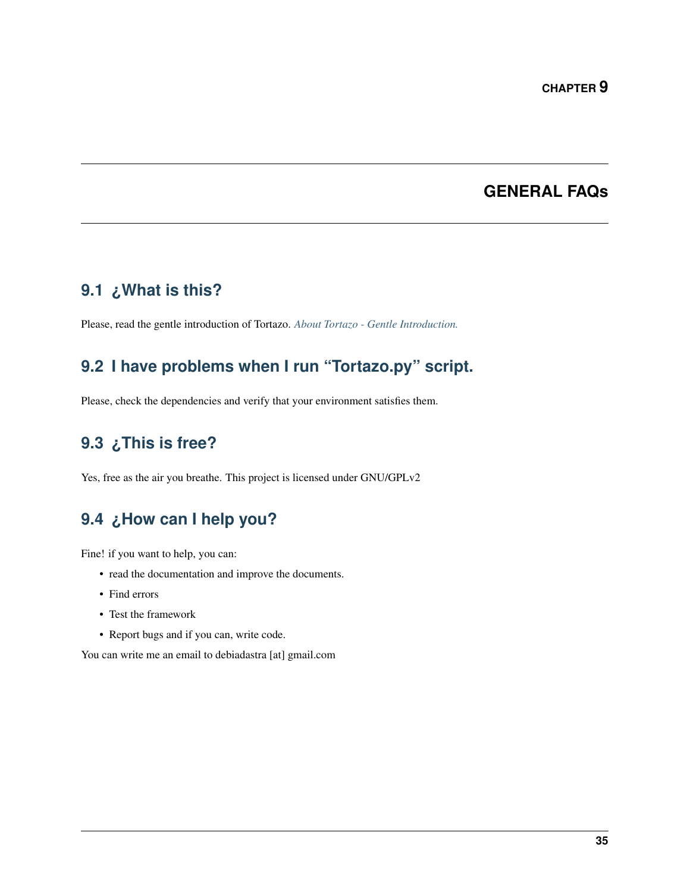# CHAPTER 9

# GENERAL FAQs

## 9.1 ¿What is this?

Please, read the gentle introduction of Tortazo. *About Tortazo - Gentle Introduction.*

## 9.2 I have problems when I run "Tortazo.py" script.

Please, check the dependencies and verify that your environment satisfies them.

## 9.3 ¿This is free?

Yes, free as the air you breathe. This project is licensed under GNU/GPLv2

## 9.4 ¿How can I help you?

Fine! if you want to help, you can:

- read the documentation and improve the documents.
- Find errors
- Test the framework
- Report bugs and if you can, write code.

You can write me an email to debiadastra [at] gmail.com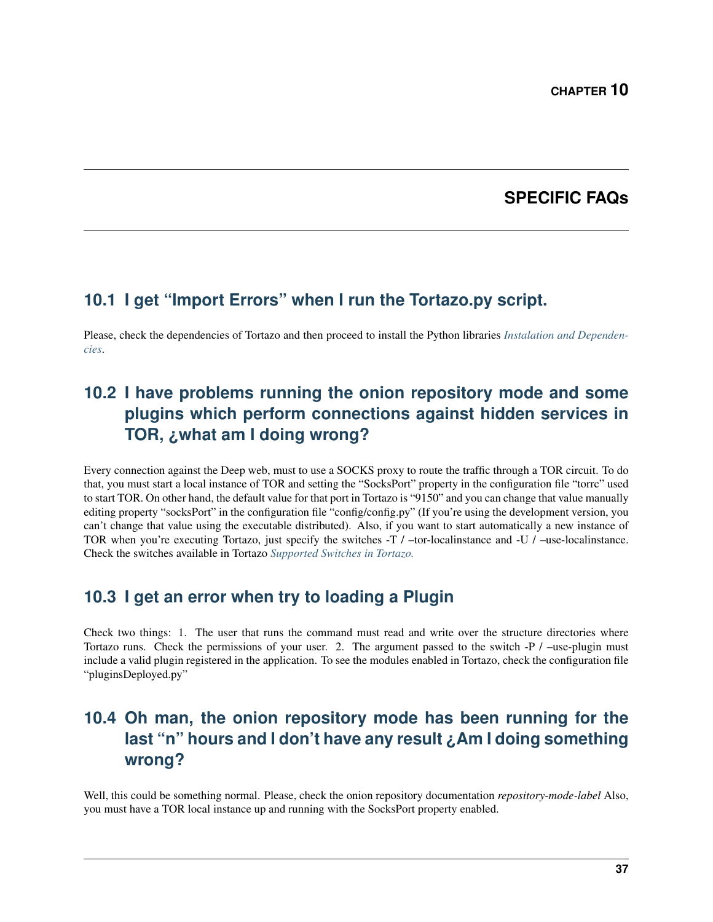# CHAPTER 10

# SPECIFIC FAQs

## 10.1 I get "Import Errors" when I run the Tortazo.py script.

Please, check the dependencies of Tortazo and then proceed to install the Python libraries *Instalation and Dependencies*.

## 10.2 I have problems running the onion repository mode and some plugins which perform connections against hidden services in TOR, ¿what am I doing wrong?

Every connection against the Deep web, must to use a SOCKS proxy to route the traffic through a TOR circuit. To do that, you must start a local instance of TOR and setting the "SocksPort" property in the configuration file "torrc" used to start TOR. On other hand, the default value for that port in Tortazo is "9150" and you can change that value manually editing property "socksPort" in the configuration file "config/config.py" (If you're using the development version, you can't change that value using the executable distributed). Also, if you want to start automatically a new instance of TOR when you're executing Tortazo, just specify the switches -T / –tor-localinstance and -U / –use-localinstance. Check the switches available in Tortazo *Supported Switches in Tortazo.*

## 10.3 I get an error when try to loading a Plugin

Check two things: 1. The user that runs the command must read and write over the structure directories where Tortazo runs. Check the permissions of your user. 2. The argument passed to the switch -P / –use-plugin must include a valid plugin registered in the application. To see the modules enabled in Tortazo, check the configuration file "pluginsDeployed.py"

## 10.4 Oh man, the onion repository mode has been running for the last "n" hours and I don't have any result ¿Am I doing something wrong?

Well, this could be something normal. Please, check the onion repository documentation *repository-mode-label* Also, you must have a TOR local instance up and running with the SocksPort property enabled.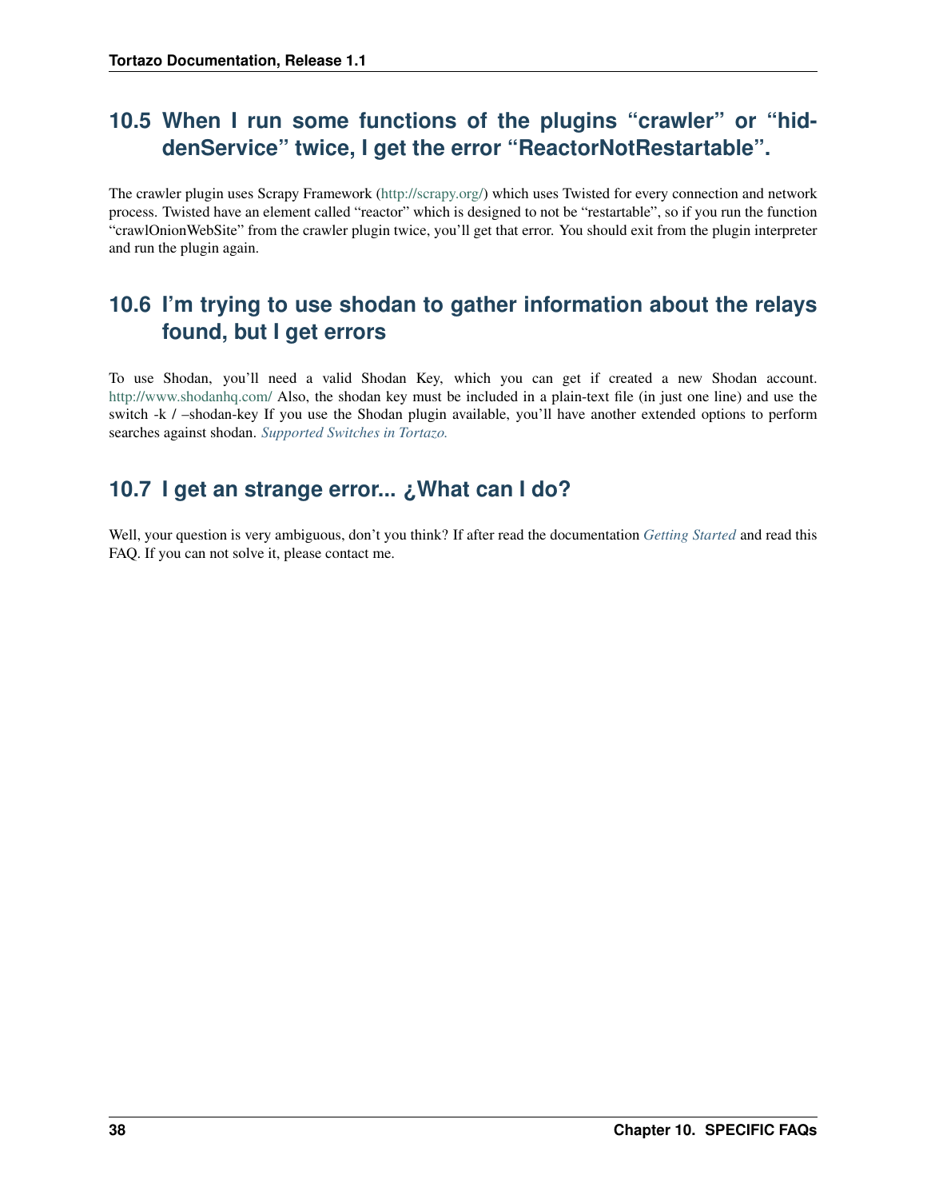## 10.5 When I run some functions of the plugins "crawler" or "hiddenService" twice, I get the error "ReactorNotRestartable".

The crawler plugin uses Scrapy Framework (http://scrapy.org/) which uses Twisted for every connection and network process. Twisted have an element called "reactor" which is designed to not be "restartable", so if you run the function "crawlOnionWebSite" from the crawler plugin twice, you'll get that error. You should exit from the plugin interpreter and run the plugin again.

## 10.6 I'm trying to use shodan to gather information about the relays found, but I get errors

To use Shodan, you'll need a valid Shodan Key, which you can get if created a new Shodan account. http://www.shodanhq.com/ Also, the shodan key must be included in a plain-text file (in just one line) and use the switch -k / –shodan-key If you use the Shodan plugin available, you'll have another extended options to perform searches against shodan. *Supported Switches in Tortazo.*

## 10.7 I get an strange error... ¿What can I do?

Well, your question is very ambiguous, don't you think? If after read the documentation *Getting Started* and read this FAQ. If you can not solve it, please contact me.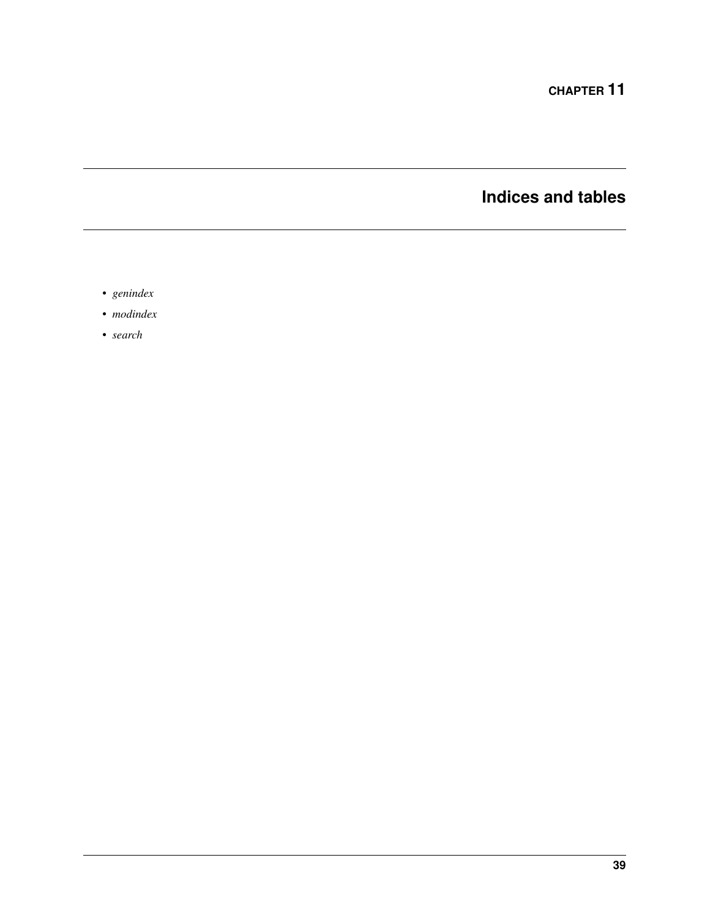# CHAPTER 11

# Indices and tables

- *genindex*
- *modindex*
- *search*